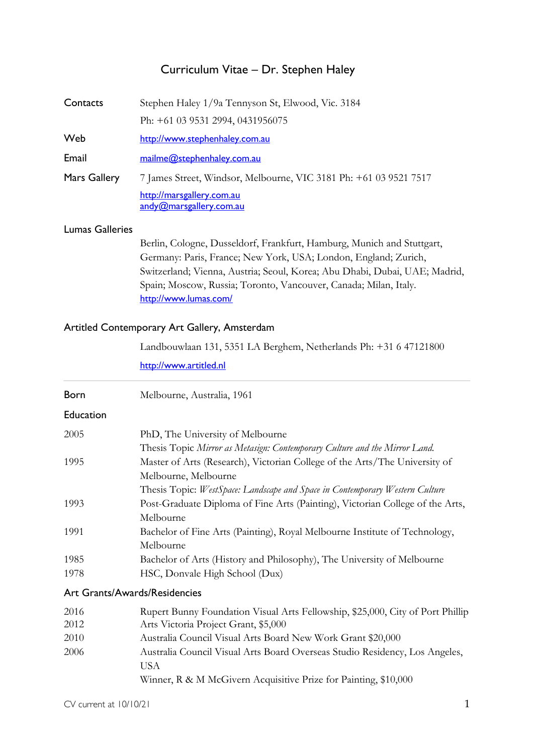# Curriculum Vitae – Dr. Stephen Haley

| | |
|---|---|
| Contacts | Stephen Haley 1/9a Tennyson St, Elwood, Vic. 3184 |
| | Ph: +61 03 9531 2994, 0431956075 |
| Web | http://www.stephenhaley.com.au |
| Email | mailme@stephenhaley.com.au |
| Mars Gallery | 7 James Street, Windsor, Melbourne, VIC 3181 Ph: +61 03 9521 7517 |
| | http://marsgallery.com.au<br>andy@marsgallery.com.au |

## Lumas Galleries

Berlin, Cologne, Dusseldorf, Frankfurt, Hamburg, Munich and Stuttgart, Germany: Paris, France; New York, USA; London, England; Zurich, Switzerland; Vienna, Austria; Seoul, Korea; Abu Dhabi, Dubai, UAE; Madrid, Spain; Moscow, Russia; Toronto, Vancouver, Canada; Milan, Italy.
http://www.lumas.com/

## Artitled Contemporary Art Gallery, Amsterdam

Landbouwlaan 131, 5351 LA Berghem, Netherlands Ph: +31 6 47121800

http://www.artitled.nl

---

| | |
|---|---|
| Born | Melbourne, Australia, 1961 |

## Education

| | |
|---|---|
| 2005 | PhD, The University of Melbourne<br>Thesis Topic *Mirror as Metasign: Contemporary Culture and the Mirror Land.* |
| 1995 | Master of Arts (Research), Victorian College of the Arts/The University of Melbourne, Melbourne<br>Thesis Topic: *WestSpace: Landscape and Space in Contemporary Western Culture* |
| 1993 | Post-Graduate Diploma of Fine Arts (Painting), Victorian College of the Arts, Melbourne |
| 1991 | Bachelor of Fine Arts (Painting), Royal Melbourne Institute of Technology, Melbourne |
| 1985 | Bachelor of Arts (History and Philosophy), The University of Melbourne |
| 1978 | HSC, Donvale High School (Dux) |

## Art Grants/Awards/Residencies

| | |
|---|---|
| 2016 | Rupert Bunny Foundation Visual Arts Fellowship, $25,000, City of Port Phillip |
| 2012 | Arts Victoria Project Grant, $5,000 |
| 2010 | Australia Council Visual Arts Board New Work Grant $20,000 |
| 2006 | Australia Council Visual Arts Board Overseas Studio Residency, Los Angeles, USA |
| | Winner, R & M McGivern Acquisitive Prize for Painting, $10,000 |

CV current at 10/10/21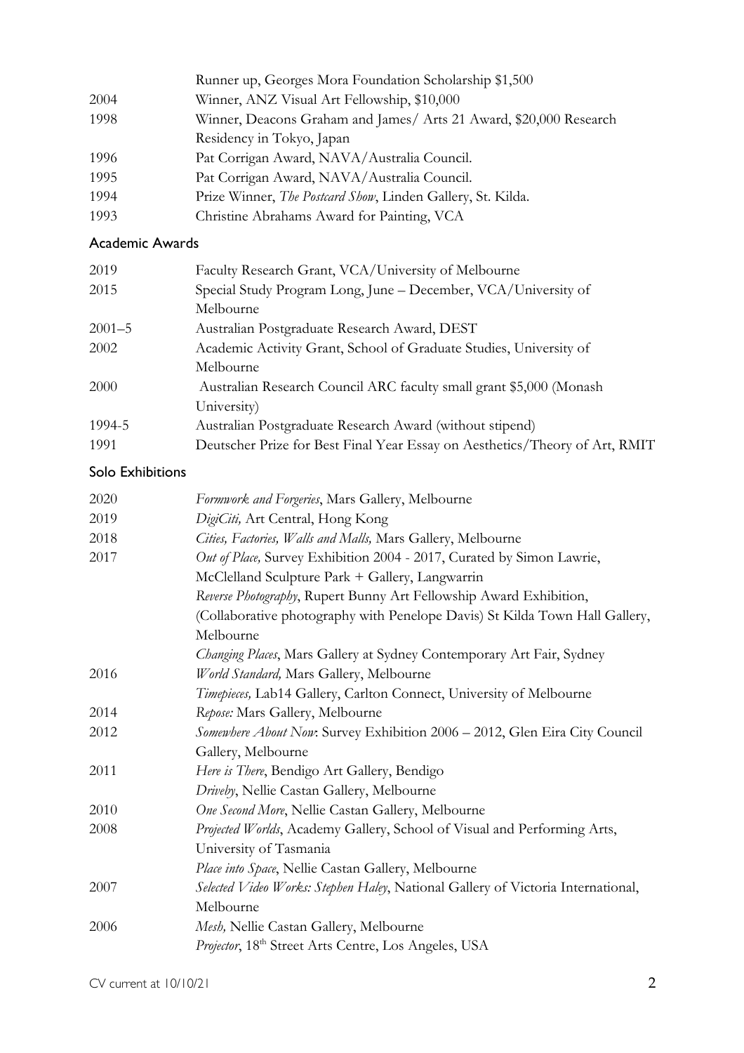| | |
|---|---|
| | Runner up, Georges Mora Foundation Scholarship $1,500 |
| 2004 | Winner, ANZ Visual Art Fellowship, $10,000 |
| 1998 | Winner, Deacons Graham and James/ Arts 21 Award, $20,000 Research Residency in Tokyo, Japan |
| 1996 | Pat Corrigan Award, NAVA/Australia Council. |
| 1995 | Pat Corrigan Award, NAVA/Australia Council. |
| 1994 | Prize Winner, *The Postcard Show*, Linden Gallery, St. Kilda. |
| 1993 | Christine Abrahams Award for Painting, VCA |

## Academic Awards

| | |
|---|---|
| 2019 | Faculty Research Grant, VCA/University of Melbourne |
| 2015 | Special Study Program Long, June – December, VCA/University of Melbourne |
| 2001–5 | Australian Postgraduate Research Award, DEST |
| 2002 | Academic Activity Grant, School of Graduate Studies, University of Melbourne |
| 2000 | Australian Research Council ARC faculty small grant $5,000 (Monash University) |
| 1994-5 | Australian Postgraduate Research Award (without stipend) |
| 1991 | Deutscher Prize for Best Final Year Essay on Aesthetics/Theory of Art, RMIT |

## Solo Exhibitions

| | |
|---|---|
| 2020 | *Formwork and Forgeries*, Mars Gallery, Melbourne |
| 2019 | *DigiCiti,* Art Central, Hong Kong |
| 2018 | *Cities, Factories, Walls and Malls,* Mars Gallery, Melbourne |
| 2017 | *Out of Place,* Survey Exhibition 2004 - 2017, Curated by Simon Lawrie, McClelland Sculpture Park + Gallery, Langwarrin |
| | *Reverse Photography*, Rupert Bunny Art Fellowship Award Exhibition, (Collaborative photography with Penelope Davis) St Kilda Town Hall Gallery, Melbourne |
| | *Changing Places*, Mars Gallery at Sydney Contemporary Art Fair, Sydney |
| 2016 | *World Standard,* Mars Gallery, Melbourne |
| | *Timepieces,* Lab14 Gallery, Carlton Connect, University of Melbourne |
| 2014 | *Repose:* Mars Gallery, Melbourne |
| 2012 | *Somewhere About Now*: Survey Exhibition 2006 – 2012, Glen Eira City Council Gallery, Melbourne |
| 2011 | *Here is There*, Bendigo Art Gallery, Bendigo |
| | *Driveby*, Nellie Castan Gallery, Melbourne |
| 2010 | *One Second More*, Nellie Castan Gallery, Melbourne |
| 2008 | *Projected Worlds*, Academy Gallery, School of Visual and Performing Arts, University of Tasmania |
| | *Place into Space*, Nellie Castan Gallery, Melbourne |
| 2007 | *Selected Video Works: Stephen Haley*, National Gallery of Victoria International, Melbourne |
| 2006 | *Mesh,* Nellie Castan Gallery, Melbourne |
| | *Projector*, 18th Street Arts Centre, Los Angeles, USA |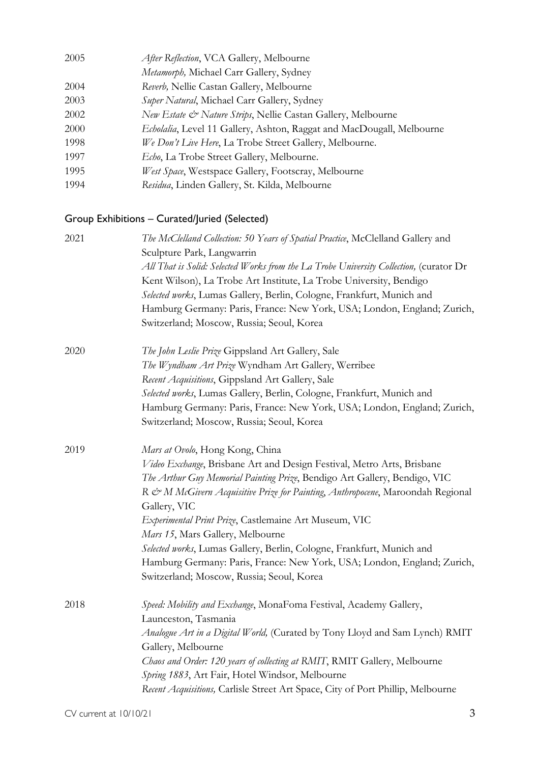| | |
|---|---|
| 2005 | *After Reflection*, VCA Gallery, Melbourne |
| | *Metamorph,* Michael Carr Gallery, Sydney |
| 2004 | *Reverb,* Nellie Castan Gallery, Melbourne |
| 2003 | *Super Natural*, Michael Carr Gallery, Sydney |
| 2002 | *New Estate & Nature Strips*, Nellie Castan Gallery, Melbourne |
| 2000 | *Echolalia*, Level 11 Gallery, Ashton, Raggat and MacDougall, Melbourne |
| 1998 | *We Don't Live Here*, La Trobe Street Gallery, Melbourne. |
| 1997 | *Echo*, La Trobe Street Gallery, Melbourne. |
| 1995 | *West Space*, Westspace Gallery, Footscray, Melbourne |
| 1994 | *Residua*, Linden Gallery, St. Kilda, Melbourne |

## Group Exhibitions – Curated/Juried (Selected)

**2021**

*The McClelland Collection: 50 Years of Spatial Practice*, McClelland Gallery and Sculpture Park, Langwarrin

*All That is Solid: Selected Works from the La Trobe University Collection,* (curator Dr Kent Wilson), La Trobe Art Institute, La Trobe University, Bendigo

*Selected works*, Lumas Gallery, Berlin, Cologne, Frankfurt, Munich and Hamburg Germany: Paris, France: New York, USA; London, England; Zurich, Switzerland; Moscow, Russia; Seoul, Korea

**2020**

*The John Leslie Prize* Gippsland Art Gallery, Sale

*The Wyndham Art Prize* Wyndham Art Gallery, Werribee

*Recent Acquisitions*, Gippsland Art Gallery, Sale

*Selected works*, Lumas Gallery, Berlin, Cologne, Frankfurt, Munich and Hamburg Germany: Paris, France: New York, USA; London, England; Zurich, Switzerland; Moscow, Russia; Seoul, Korea

**2019**

*Mars at Ovolo*, Hong Kong, China

*Video Exchange*, Brisbane Art and Design Festival, Metro Arts, Brisbane

*The Arthur Guy Memorial Painting Prize*, Bendigo Art Gallery, Bendigo, VIC

*R & M McGivern Acquisitive Prize for Painting*, *Anthropocene*, Maroondah Regional Gallery, VIC

*Experimental Print Prize*, Castlemaine Art Museum, VIC

*Mars 15*, Mars Gallery, Melbourne

*Selected works*, Lumas Gallery, Berlin, Cologne, Frankfurt, Munich and Hamburg Germany: Paris, France: New York, USA; London, England; Zurich, Switzerland; Moscow, Russia; Seoul, Korea

**2018**

*Speed: Mobility and Exchange*, MonaFoma Festival, Academy Gallery, Launceston, Tasmania

*Analogue Art in a Digital World,* (Curated by Tony Lloyd and Sam Lynch) RMIT Gallery, Melbourne

*Chaos and Order: 120 years of collecting at RMIT*, RMIT Gallery, Melbourne

*Spring 1883*, Art Fair, Hotel Windsor, Melbourne

*Recent Acquisitions,* Carlisle Street Art Space, City of Port Phillip, Melbourne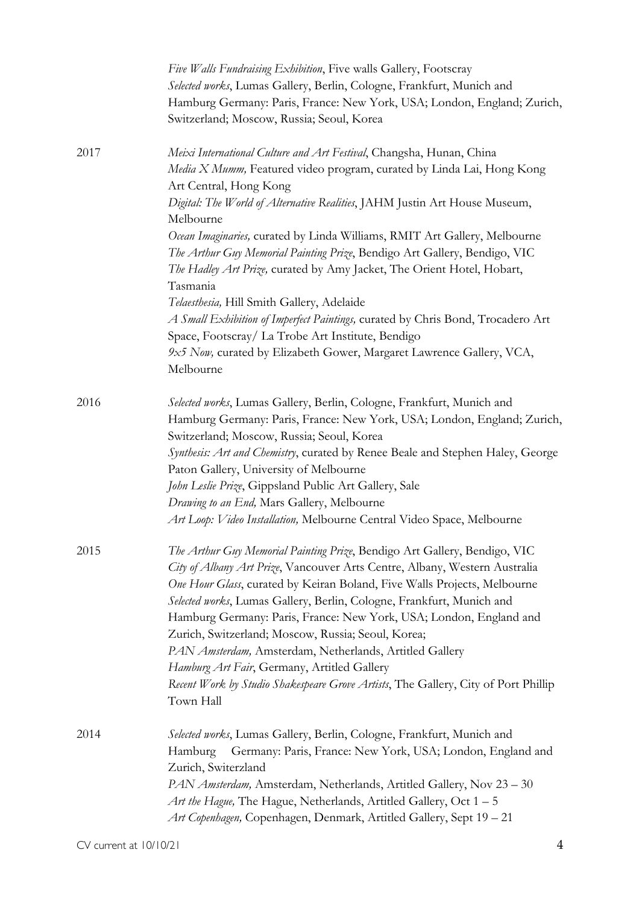*Five Walls Fundraising Exhibition*, Five walls Gallery, Footscray
*Selected works*, Lumas Gallery, Berlin, Cologne, Frankfurt, Munich and Hamburg Germany: Paris, France: New York, USA; London, England; Zurich, Switzerland; Moscow, Russia; Seoul, Korea

2017

*Meixi International Culture and Art Festival*, Changsha, Hunan, China
*Media X Mumm,* Featured video program, curated by Linda Lai, Hong Kong Art Central, Hong Kong
*Digital: The World of Alternative Realities*, JAHM Justin Art House Museum, Melbourne
*Ocean Imaginaries,* curated by Linda Williams, RMIT Art Gallery, Melbourne
*The Arthur Guy Memorial Painting Prize*, Bendigo Art Gallery, Bendigo, VIC
*The Hadley Art Prize,* curated by Amy Jacket, The Orient Hotel, Hobart, Tasmania
*Telaesthesia,* Hill Smith Gallery, Adelaide
*A Small Exhibition of Imperfect Paintings,* curated by Chris Bond, Trocadero Art Space, Footscray/ La Trobe Art Institute, Bendigo
*9x5 Now,* curated by Elizabeth Gower, Margaret Lawrence Gallery, VCA, Melbourne

2016

*Selected works*, Lumas Gallery, Berlin, Cologne, Frankfurt, Munich and Hamburg Germany: Paris, France: New York, USA; London, England; Zurich, Switzerland; Moscow, Russia; Seoul, Korea
*Synthesis: Art and Chemistry*, curated by Renee Beale and Stephen Haley, George Paton Gallery, University of Melbourne
*John Leslie Prize*, Gippsland Public Art Gallery, Sale
*Drawing to an End,* Mars Gallery, Melbourne
*Art Loop: Video Installation,* Melbourne Central Video Space, Melbourne

2015

*The Arthur Guy Memorial Painting Prize*, Bendigo Art Gallery, Bendigo, VIC
*City of Albany Art Prize*, Vancouver Arts Centre, Albany, Western Australia
*One Hour Glass*, curated by Keiran Boland, Five Walls Projects, Melbourne
*Selected works*, Lumas Gallery, Berlin, Cologne, Frankfurt, Munich and Hamburg Germany: Paris, France: New York, USA; London, England and Zurich, Switzerland; Moscow, Russia; Seoul, Korea;
*PAN Amsterdam,* Amsterdam, Netherlands, Artitled Gallery
*Hamburg Art Fair*, Germany, Artitled Gallery
*Recent Work by Studio Shakespeare Grove Artists*, The Gallery, City of Port Phillip Town Hall

2014

*Selected works*, Lumas Gallery, Berlin, Cologne, Frankfurt, Munich and Hamburg Germany: Paris, France: New York, USA; London, England and Zurich, Switerzland
*PAN Amsterdam,* Amsterdam, Netherlands, Artitled Gallery, Nov 23 – 30
*Art the Hague,* The Hague, Netherlands, Artitled Gallery, Oct 1 – 5
*Art Copenhagen,* Copenhagen, Denmark, Artitled Gallery, Sept 19 – 21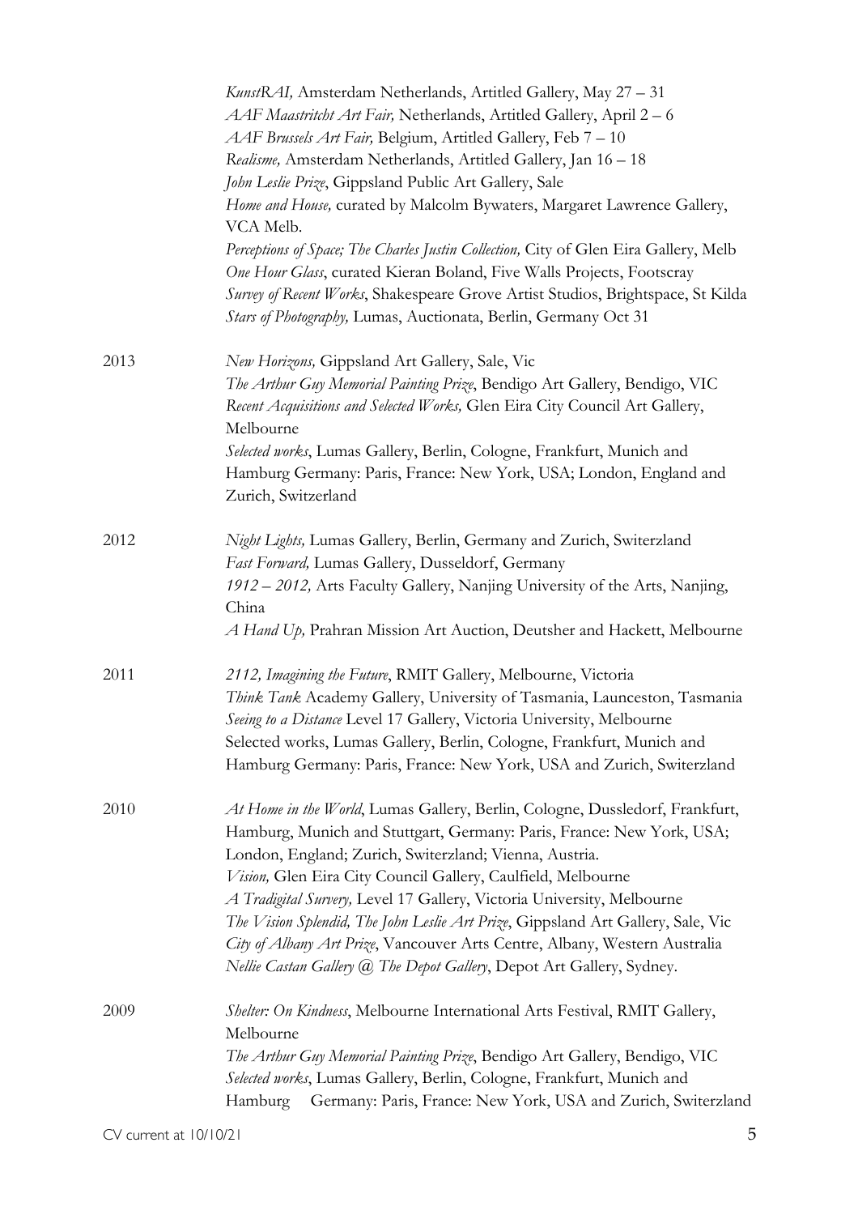*KunstRAI,* Amsterdam Netherlands, Artitled Gallery, May 27 – 31
*AAF Maastritcht Art Fair,* Netherlands, Artitled Gallery, April 2 – 6
*AAF Brussels Art Fair,* Belgium, Artitled Gallery, Feb 7 – 10
*Realisme,* Amsterdam Netherlands, Artitled Gallery, Jan 16 – 18
*John Leslie Prize*, Gippsland Public Art Gallery, Sale
*Home and House,* curated by Malcolm Bywaters, Margaret Lawrence Gallery, VCA Melb.
*Perceptions of Space; The Charles Justin Collection,* City of Glen Eira Gallery, Melb
*One Hour Glass*, curated Kieran Boland, Five Walls Projects, Footscray
*Survey of Recent Works*, Shakespeare Grove Artist Studios, Brightspace, St Kilda
*Stars of Photography,* Lumas, Auctionata, Berlin, Germany Oct 31

**2013**

*New Horizons,* Gippsland Art Gallery, Sale, Vic
*The Arthur Guy Memorial Painting Prize*, Bendigo Art Gallery, Bendigo, VIC
*Recent Acquisitions and Selected Works,* Glen Eira City Council Art Gallery, Melbourne
*Selected works*, Lumas Gallery, Berlin, Cologne, Frankfurt, Munich and Hamburg Germany: Paris, France: New York, USA; London, England and Zurich, Switzerland

**2012**

*Night Lights,* Lumas Gallery, Berlin, Germany and Zurich, Switzerland
*Fast Forward,* Lumas Gallery, Dusseldorf, Germany
*1912 – 2012,* Arts Faculty Gallery, Nanjing University of the Arts, Nanjing, China
*A Hand Up,* Prahran Mission Art Auction, Deutsher and Hackett, Melbourne

**2011**

*2112, Imagining the Future*, RMIT Gallery, Melbourne, Victoria
*Think Tank* Academy Gallery, University of Tasmania, Launceston, Tasmania
*Seeing to a Distance* Level 17 Gallery, Victoria University, Melbourne
Selected works, Lumas Gallery, Berlin, Cologne, Frankfurt, Munich and Hamburg Germany: Paris, France: New York, USA and Zurich, Switzerland

**2010**

*At Home in the World*, Lumas Gallery, Berlin, Cologne, Dussledorf, Frankfurt, Hamburg, Munich and Stuttgart, Germany: Paris, France: New York, USA; London, England; Zurich, Switzerland; Vienna, Austria.
*Vision,* Glen Eira City Council Gallery, Caulfield, Melbourne
*A Tradigital Survery,* Level 17 Gallery, Victoria University, Melbourne
*The Vision Splendid, The John Leslie Art Prize*, Gippsland Art Gallery, Sale, Vic
*City of Albany Art Prize*, Vancouver Arts Centre, Albany, Western Australia
*Nellie Castan Gallery @ The Depot Gallery*, Depot Art Gallery, Sydney.

**2009**

*Shelter: On Kindness*, Melbourne International Arts Festival, RMIT Gallery, Melbourne
*The Arthur Guy Memorial Painting Prize*, Bendigo Art Gallery, Bendigo, VIC
*Selected works*, Lumas Gallery, Berlin, Cologne, Frankfurt, Munich and Hamburg Germany: Paris, France: New York, USA and Zurich, Switzerland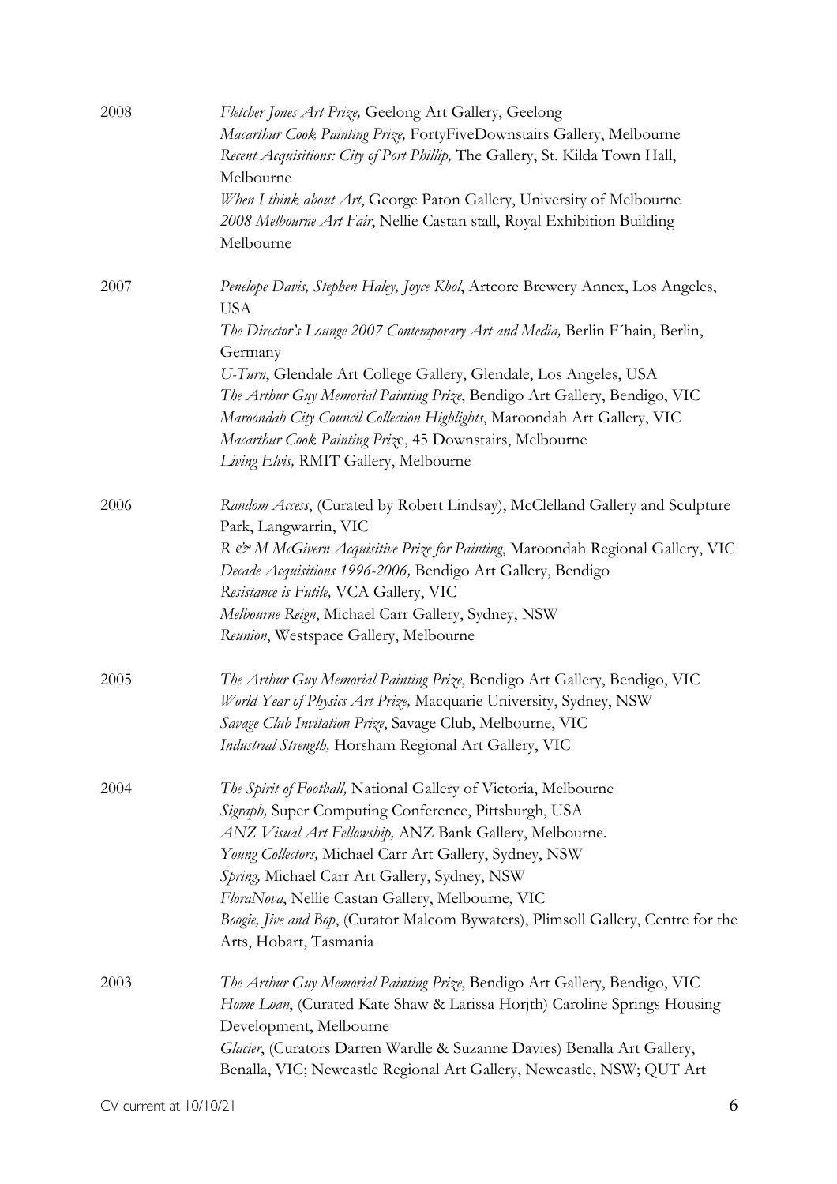2008

*Fletcher Jones Art Prize,* Geelong Art Gallery, Geelong
*Macarthur Cook Painting Prize,* FortyFiveDownstairs Gallery, Melbourne
*Recent Acquisitions: City of Port Phillip,* The Gallery, St. Kilda Town Hall, Melbourne
*When I think about Art*, George Paton Gallery, University of Melbourne
*2008 Melbourne Art Fair*, Nellie Castan stall, Royal Exhibition Building Melbourne

2007

*Penelope Davis, Stephen Haley, Joyce Khol*, Artcore Brewery Annex, Los Angeles, USA
*The Director's Lounge 2007 Contemporary Art and Media,* Berlin F´hain, Berlin, Germany
*U-Turn*, Glendale Art College Gallery, Glendale, Los Angeles, USA
*The Arthur Guy Memorial Painting Prize*, Bendigo Art Gallery, Bendigo, VIC
*Maroondah City Council Collection Highlights*, Maroondah Art Gallery, VIC
*Macarthur Cook Painting Prize*, 45 Downstairs, Melbourne
*Living Elvis,* RMIT Gallery, Melbourne

2006

*Random Access*, (Curated by Robert Lindsay), McClelland Gallery and Sculpture Park, Langwarrin, VIC
*R & M McGivern Acquisitive Prize for Painting*, Maroondah Regional Gallery, VIC
*Decade Acquisitions 1996-2006,* Bendigo Art Gallery, Bendigo
*Resistance is Futile,* VCA Gallery, VIC
*Melbourne Reign*, Michael Carr Gallery, Sydney, NSW
*Reunion*, Westspace Gallery, Melbourne

2005

*The Arthur Guy Memorial Painting Prize*, Bendigo Art Gallery, Bendigo, VIC
*World Year of Physics Art Prize,* Macquarie University, Sydney, NSW
*Savage Club Invitation Prize*, Savage Club, Melbourne, VIC
*Industrial Strength,* Horsham Regional Art Gallery, VIC

2004

*The Spirit of Football,* National Gallery of Victoria, Melbourne
*Sigraph,* Super Computing Conference, Pittsburgh, USA
*ANZ Visual Art Fellowship,* ANZ Bank Gallery, Melbourne.
*Young Collectors,* Michael Carr Art Gallery, Sydney, NSW
*Spring,* Michael Carr Art Gallery, Sydney, NSW
*FloraNova*, Nellie Castan Gallery, Melbourne, VIC
*Boogie, Jive and Bop*, (Curator Malcom Bywaters), Plimsoll Gallery, Centre for the Arts, Hobart, Tasmania

2003

*The Arthur Guy Memorial Painting Prize*, Bendigo Art Gallery, Bendigo, VIC
*Home Loan*, (Curated Kate Shaw & Larissa Horjth) Caroline Springs Housing Development, Melbourne
*Glacier*, (Curators Darren Wardle & Suzanne Davies) Benalla Art Gallery, Benalla, VIC; Newcastle Regional Art Gallery, Newcastle, NSW; QUT Art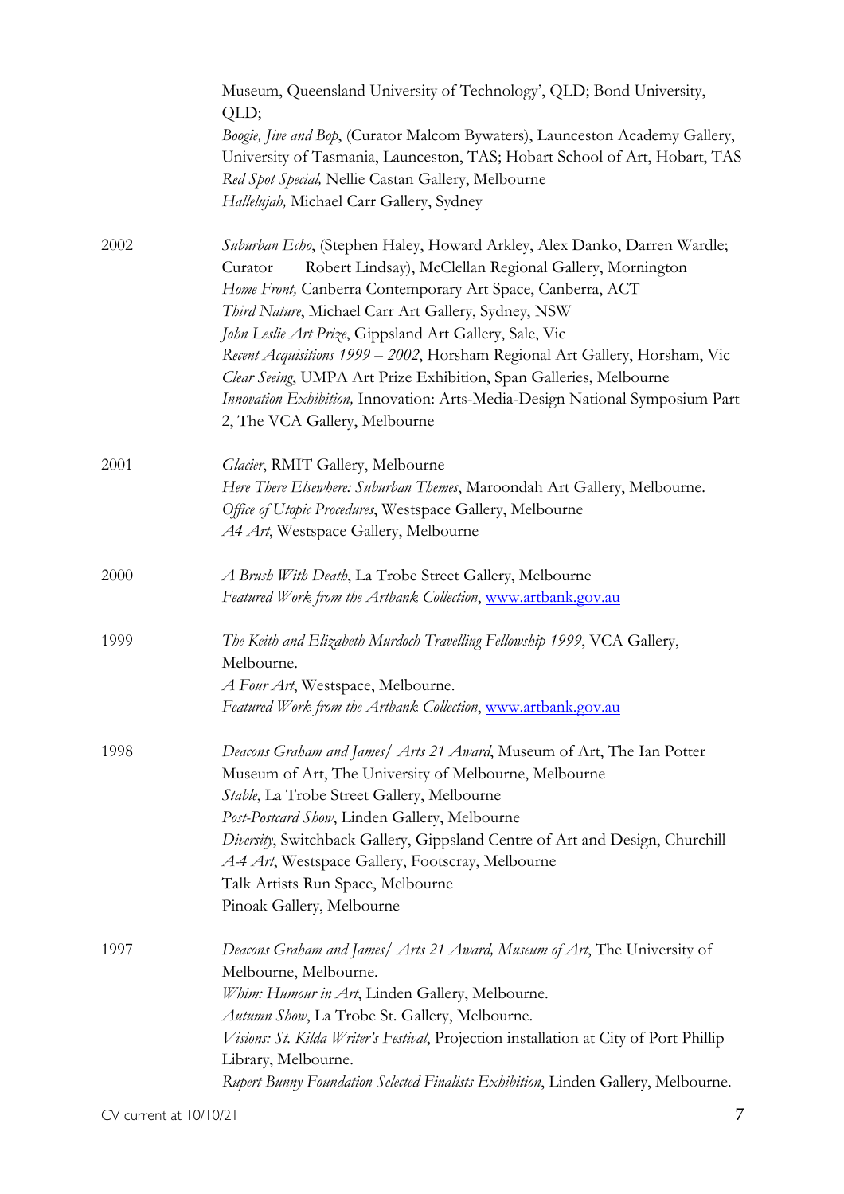Museum, Queensland University of Technology', QLD; Bond University, QLD;
*Boogie, Jive and Bop*, (Curator Malcom Bywaters), Launceston Academy Gallery, University of Tasmania, Launceston, TAS; Hobart School of Art, Hobart, TAS
*Red Spot Special,* Nellie Castan Gallery, Melbourne
*Hallelujah,* Michael Carr Gallery, Sydney

**2002**

*Suburban Echo*, (Stephen Haley, Howard Arkley, Alex Danko, Darren Wardle; Curator Robert Lindsay), McClellan Regional Gallery, Mornington
*Home Front,* Canberra Contemporary Art Space, Canberra, ACT
*Third Nature*, Michael Carr Art Gallery, Sydney, NSW
*John Leslie Art Prize*, Gippsland Art Gallery, Sale, Vic
*Recent Acquisitions 1999 – 2002*, Horsham Regional Art Gallery, Horsham, Vic
*Clear Seeing*, UMPA Art Prize Exhibition, Span Galleries, Melbourne
*Innovation Exhibition,* Innovation: Arts-Media-Design National Symposium Part 2, The VCA Gallery, Melbourne

**2001**

*Glacier*, RMIT Gallery, Melbourne
*Here There Elsewhere: Suburban Themes*, Maroondah Art Gallery, Melbourne.
*Office of Utopic Procedures*, Westspace Gallery, Melbourne
*A4 Art*, Westspace Gallery, Melbourne

**2000**

*A Brush With Death*, La Trobe Street Gallery, Melbourne
*Featured Work from the Artbank Collection*, www.artbank.gov.au

**1999**

*The Keith and Elizabeth Murdoch Travelling Fellowship 1999*, VCA Gallery, Melbourne.
*A Four Art*, Westspace, Melbourne.
*Featured Work from the Artbank Collection*, www.artbank.gov.au

**1998**

*Deacons Graham and James/ Arts 21 Award*, Museum of Art, The Ian Potter Museum of Art, The University of Melbourne, Melbourne
*Stable*, La Trobe Street Gallery, Melbourne
*Post-Postcard Show*, Linden Gallery, Melbourne
*Diversity*, Switchback Gallery, Gippsland Centre of Art and Design, Churchill
*A-4 Art*, Westspace Gallery, Footscray, Melbourne
Talk Artists Run Space, Melbourne
Pinoak Gallery, Melbourne

**1997**

*Deacons Graham and James/ Arts 21 Award, Museum of Art*, The University of Melbourne, Melbourne.
*Whim: Humour in Art*, Linden Gallery, Melbourne.
*Autumn Show*, La Trobe St. Gallery, Melbourne.
*Visions: St. Kilda Writer's Festival*, Projection installation at City of Port Phillip Library, Melbourne.
*Rupert Bunny Foundation Selected Finalists Exhibition*, Linden Gallery, Melbourne.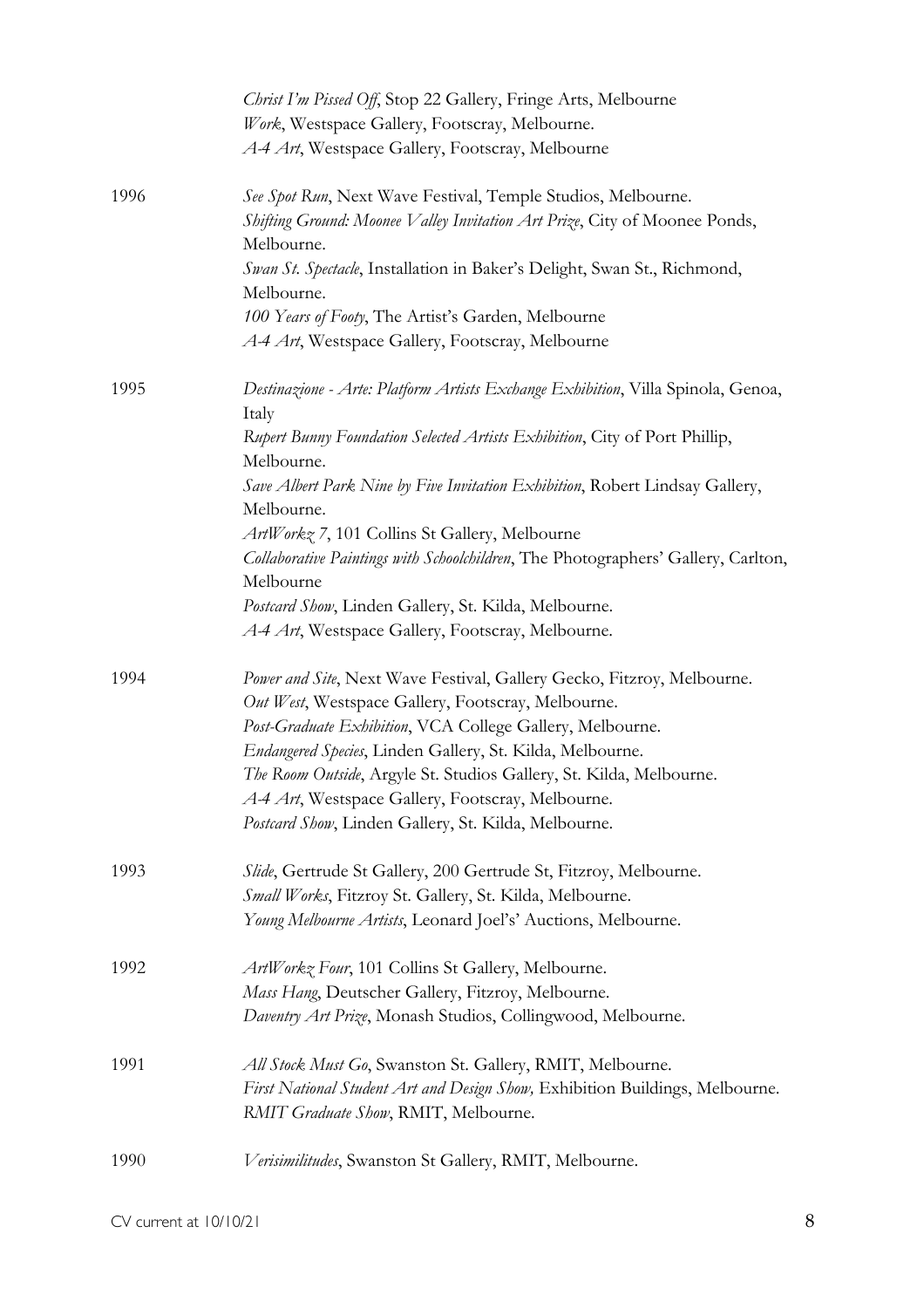*Christ I'm Pissed Off*, Stop 22 Gallery, Fringe Arts, Melbourne
*Work*, Westspace Gallery, Footscray, Melbourne.
*A-4 Art*, Westspace Gallery, Footscray, Melbourne

**1996**

*See Spot Run*, Next Wave Festival, Temple Studios, Melbourne.
*Shifting Ground: Moonee Valley Invitation Art Prize*, City of Moonee Ponds, Melbourne.
*Swan St. Spectacle*, Installation in Baker's Delight, Swan St., Richmond, Melbourne.
*100 Years of Footy*, The Artist's Garden, Melbourne
*A-4 Art*, Westspace Gallery, Footscray, Melbourne

**1995**

*Destinazione - Arte: Platform Artists Exchange Exhibition*, Villa Spinola, Genoa, Italy
*Rupert Bunny Foundation Selected Artists Exhibition*, City of Port Phillip, Melbourne.
*Save Albert Park Nine by Five Invitation Exhibition*, Robert Lindsay Gallery, Melbourne.
*ArtWorkz 7*, 101 Collins St Gallery, Melbourne
*Collaborative Paintings with Schoolchildren*, The Photographers' Gallery, Carlton, Melbourne
*Postcard Show*, Linden Gallery, St. Kilda, Melbourne.
*A-4 Art*, Westspace Gallery, Footscray, Melbourne.

**1994**

*Power and Site*, Next Wave Festival, Gallery Gecko, Fitzroy, Melbourne.
*Out West*, Westspace Gallery, Footscray, Melbourne.
*Post-Graduate Exhibition*, VCA College Gallery, Melbourne.
*Endangered Species*, Linden Gallery, St. Kilda, Melbourne.
*The Room Outside*, Argyle St. Studios Gallery, St. Kilda, Melbourne.
*A-4 Art*, Westspace Gallery, Footscray, Melbourne.
*Postcard Show*, Linden Gallery, St. Kilda, Melbourne.

**1993**

*Slide*, Gertrude St Gallery, 200 Gertrude St, Fitzroy, Melbourne.
*Small Works*, Fitzroy St. Gallery, St. Kilda, Melbourne.
*Young Melbourne Artists*, Leonard Joel's' Auctions, Melbourne.

**1992**

*ArtWorkz Four*, 101 Collins St Gallery, Melbourne.
*Mass Hang*, Deutscher Gallery, Fitzroy, Melbourne.
*Daventry Art Prize*, Monash Studios, Collingwood, Melbourne.

**1991**

*All Stock Must Go*, Swanston St. Gallery, RMIT, Melbourne.
*First National Student Art and Design Show,* Exhibition Buildings, Melbourne.
*RMIT Graduate Show*, RMIT, Melbourne.

**1990**

*Verisimilitudes*, Swanston St Gallery, RMIT, Melbourne.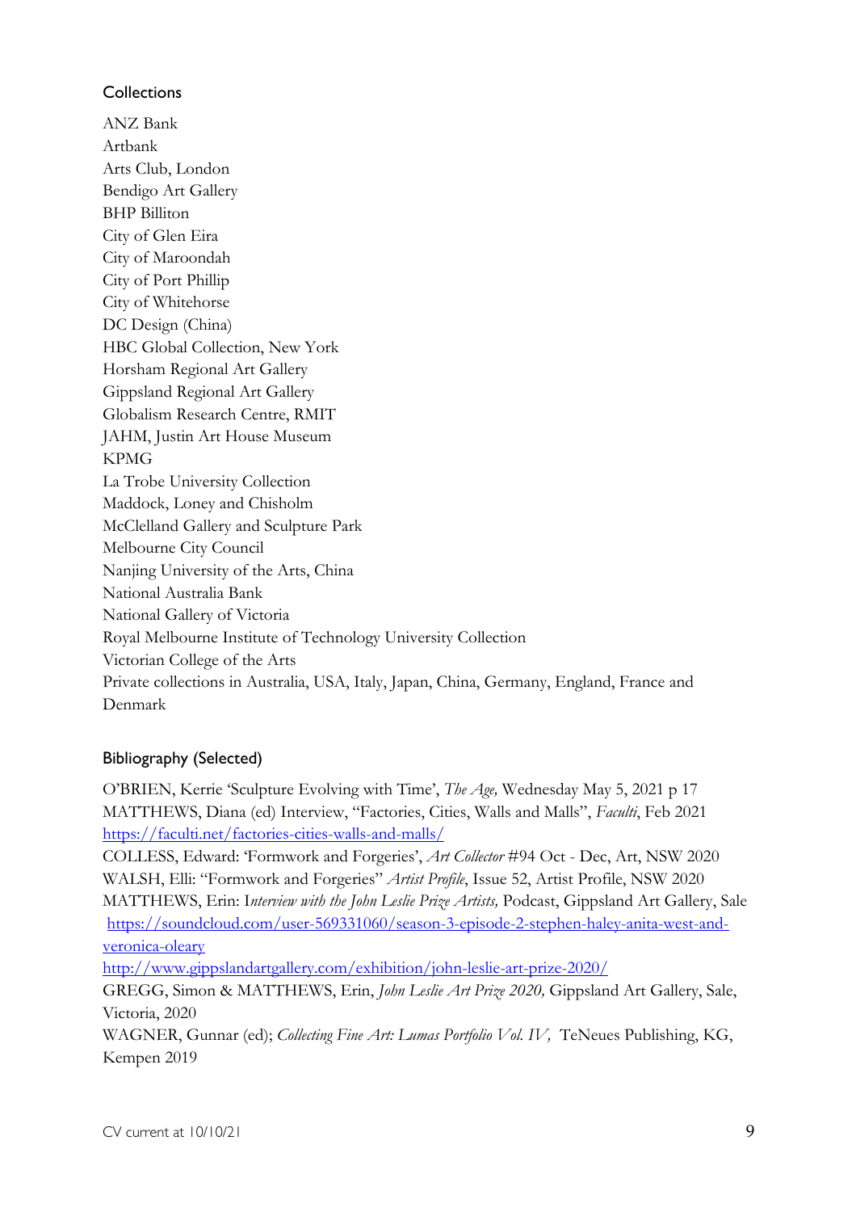## Collections

ANZ Bank
Artbank
Arts Club, London
Bendigo Art Gallery
BHP Billiton
City of Glen Eira
City of Maroondah
City of Port Phillip
City of Whitehorse
DC Design (China)
HBC Global Collection, New York
Horsham Regional Art Gallery
Gippsland Regional Art Gallery
Globalism Research Centre, RMIT
JAHM, Justin Art House Museum
KPMG
La Trobe University Collection
Maddock, Loney and Chisholm
McClelland Gallery and Sculpture Park
Melbourne City Council
Nanjing University of the Arts, China
National Australia Bank
National Gallery of Victoria
Royal Melbourne Institute of Technology University Collection
Victorian College of the Arts
Private collections in Australia, USA, Italy, Japan, China, Germany, England, France and Denmark

## Bibliography (Selected)

O'BRIEN, Kerrie 'Sculpture Evolving with Time', *The Age,* Wednesday May 5, 2021 p 17
MATTHEWS, Diana (ed) Interview, "Factories, Cities, Walls and Malls", *Faculti*, Feb 2021
https://faculti.net/factories-cities-walls-and-malls/
COLLESS, Edward: 'Formwork and Forgeries', *Art Collector* #94 Oct - Dec, Art, NSW 2020
WALSH, Elli: "Formwork and Forgeries" *Artist Profile*, Issue 52, Artist Profile, NSW 2020
MATTHEWS, Erin: I*nterview with the John Leslie Prize Artists,* Podcast, Gippsland Art Gallery, Sale
https://soundcloud.com/user-569331060/season-3-episode-2-stephen-haley-anita-west-and-veronica-oleary
http://www.gippslandartgallery.com/exhibition/john-leslie-art-prize-2020/
GREGG, Simon & MATTHEWS, Erin, *John Leslie Art Prize 2020,* Gippsland Art Gallery, Sale, Victoria, 2020
WAGNER, Gunnar (ed); *Collecting Fine Art: Lumas Portfolio Vol. IV,* TeNeues Publishing, KG, Kempen 2019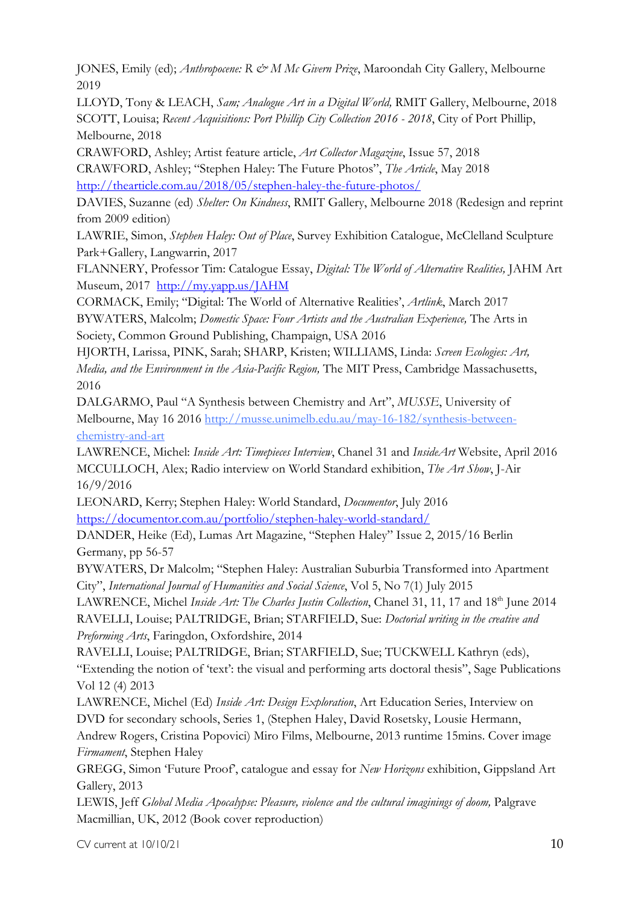JONES, Emily (ed); *Anthropocene: R & M Mc Givern Prize*, Maroondah City Gallery, Melbourne 2019

LLOYD, Tony & LEACH, *Sam; Analogue Art in a Digital World,* RMIT Gallery, Melbourne, 2018

SCOTT, Louisa; *Recent Acquisitions: Port Phillip City Collection 2016 - 2018*, City of Port Phillip, Melbourne, 2018

CRAWFORD, Ashley; Artist feature article, *Art Collector Magazine*, Issue 57, 2018

CRAWFORD, Ashley; "Stephen Haley: The Future Photos", *The Article*, May 2018 http://thearticle.com.au/2018/05/stephen-haley-the-future-photos/

DAVIES, Suzanne (ed) *Shelter: On Kindness*, RMIT Gallery, Melbourne 2018 (Redesign and reprint from 2009 edition)

LAWRIE, Simon, *Stephen Haley: Out of Place*, Survey Exhibition Catalogue, McClelland Sculpture Park+Gallery, Langwarrin, 2017

FLANNERY, Professor Tim: Catalogue Essay, *Digital: The World of Alternative Realities,* JAHM Art Museum, 2017 http://my.yapp.us/JAHM

CORMACK, Emily; "Digital: The World of Alternative Realities', *Artlink*, March 2017

BYWATERS, Malcolm; *Domestic Space: Four Artists and the Australian Experience,* The Arts in Society, Common Ground Publishing, Champaign, USA 2016

HJORTH, Larissa, PINK, Sarah; SHARP, Kristen; WILLIAMS, Linda: *Screen Ecologies: Art, Media, and the Environment in the Asia-Pacific Region,* The MIT Press, Cambridge Massachusetts, 2016

DALGARMO, Paul "A Synthesis between Chemistry and Art", *MUSSE*, University of Melbourne, May 16 2016 http://musse.unimelb.edu.au/may-16-182/synthesis-between-chemistry-and-art

LAWRENCE, Michel: *Inside Art: Timepieces Interview*, Chanel 31 and *InsideArt* Website, April 2016

MCCULLOCH, Alex; Radio interview on World Standard exhibition, *The Art Show*, J-Air 16/9/2016

LEONARD, Kerry; Stephen Haley: World Standard, *Documentor*, July 2016 https://documentor.com.au/portfolio/stephen-haley-world-standard/

DANDER, Heike (Ed), Lumas Art Magazine, "Stephen Haley" Issue 2, 2015/16 Berlin Germany, pp 56-57

BYWATERS, Dr Malcolm; "Stephen Haley: Australian Suburbia Transformed into Apartment City", *International Journal of Humanities and Social Science*, Vol 5, No 7(1) July 2015

LAWRENCE, Michel *Inside Art: The Charles Justin Collection*, Chanel 31, 11, 17 and 18th June 2014

RAVELLI, Louise; PALTRIDGE, Brian; STARFIELD, Sue: *Doctorial writing in the creative and Preforming Arts*, Faringdon, Oxfordshire, 2014

RAVELLI, Louise; PALTRIDGE, Brian; STARFIELD, Sue; TUCKWELL Kathryn (eds), "Extending the notion of 'text': the visual and performing arts doctoral thesis", Sage Publications Vol 12 (4) 2013

LAWRENCE, Michel (Ed) *Inside Art: Design Exploration*, Art Education Series, Interview on DVD for secondary schools, Series 1, (Stephen Haley, David Rosetsky, Lousie Hermann, Andrew Rogers, Cristina Popovici) Miro Films, Melbourne, 2013 runtime 15mins. Cover image *Firmament*, Stephen Haley

GREGG, Simon 'Future Proof', catalogue and essay for *New Horizons* exhibition, Gippsland Art Gallery, 2013

LEWIS, Jeff *Global Media Apocalypse: Pleasure, violence and the cultural imaginings of doom,* Palgrave Macmillian, UK, 2012 (Book cover reproduction)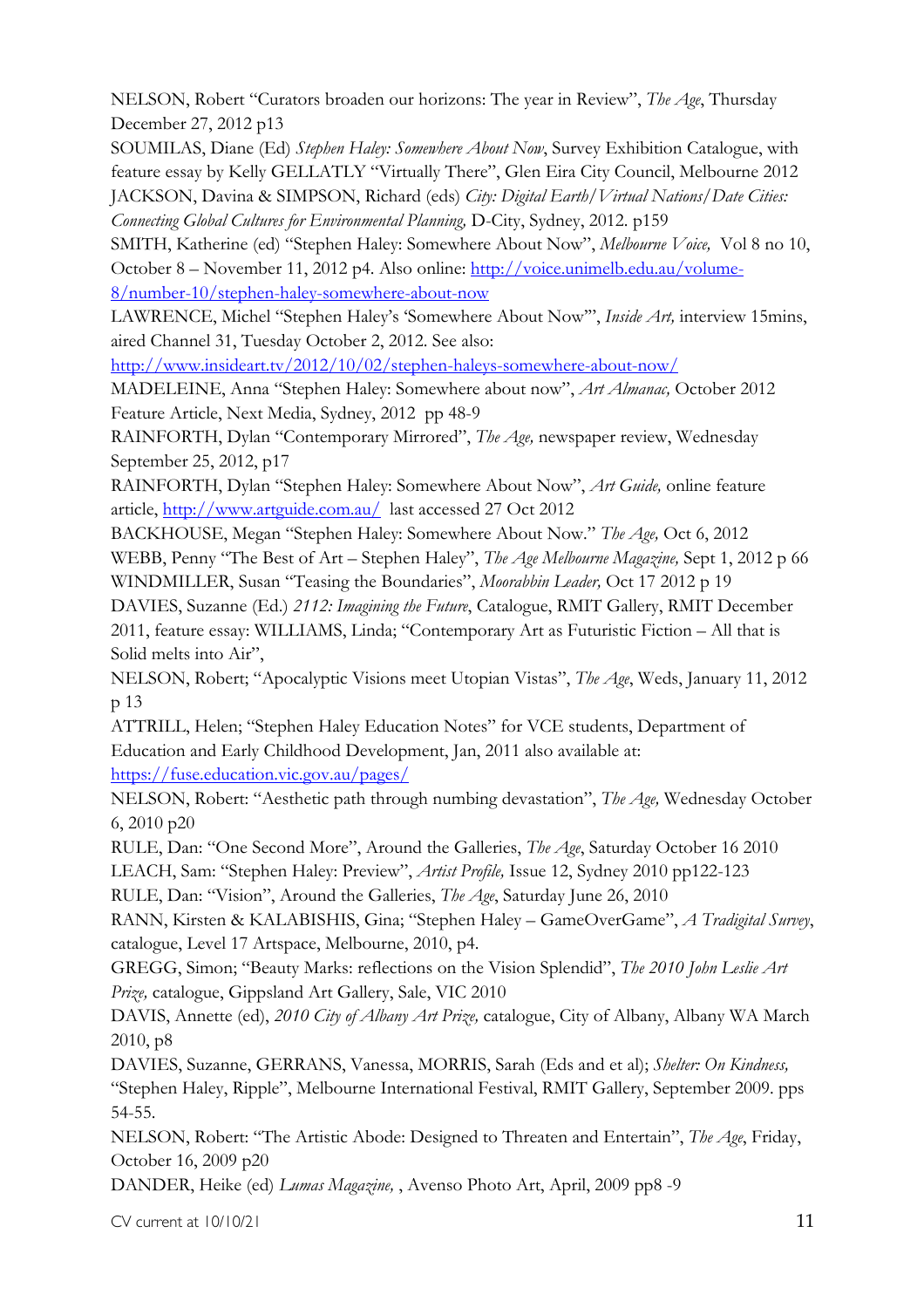NELSON, Robert "Curators broaden our horizons: The year in Review", *The Age*, Thursday December 27, 2012 p13

SOUMILAS, Diane (Ed) *Stephen Haley: Somewhere About Now*, Survey Exhibition Catalogue, with feature essay by Kelly GELLATLY "Virtually There", Glen Eira City Council, Melbourne 2012

JACKSON, Davina & SIMPSON, Richard (eds) *City: Digital Earth/Virtual Nations/Date Cities: Connecting Global Cultures for Environmental Planning,* D-City, Sydney, 2012. p159

SMITH, Katherine (ed) "Stephen Haley: Somewhere About Now", *Melbourne Voice,* Vol 8 no 10, October 8 – November 11, 2012 p4. Also online: [http://voice.unimelb.edu.au/volume-8/number-10/stephen-haley-somewhere-about-now](http://voice.unimelb.edu.au/volume-8/number-10/stephen-haley-somewhere-about-now)

LAWRENCE, Michel "Stephen Haley's 'Somewhere About Now'", *Inside Art,* interview 15mins, aired Channel 31, Tuesday October 2, 2012. See also: [http://www.insideart.tv/2012/10/02/stephen-haleys-somewhere-about-now/](http://www.insideart.tv/2012/10/02/stephen-haleys-somewhere-about-now/)

MADELEINE, Anna "Stephen Haley: Somewhere about now", *Art Almanac,* October 2012 Feature Article, Next Media, Sydney, 2012 pp 48-9

RAINFORTH, Dylan "Contemporary Mirrored", *The Age,* newspaper review, Wednesday September 25, 2012, p17

RAINFORTH, Dylan "Stephen Haley: Somewhere About Now", *Art Guide,* online feature article, [http://www.artguide.com.au/](http://www.artguide.com.au/) last accessed 27 Oct 2012

BACKHOUSE, Megan "Stephen Haley: Somewhere About Now." *The Age,* Oct 6, 2012

WEBB, Penny "The Best of Art – Stephen Haley", *The Age Melbourne Magazine,* Sept 1, 2012 p 66

WINDMILLER, Susan "Teasing the Boundaries", *Moorabbin Leader,* Oct 17 2012 p 19

DAVIES, Suzanne (Ed.) *2112: Imagining the Future*, Catalogue, RMIT Gallery, RMIT December 2011, feature essay: WILLIAMS, Linda; "Contemporary Art as Futuristic Fiction – All that is Solid melts into Air",

NELSON, Robert; "Apocalyptic Visions meet Utopian Vistas", *The Age*, Weds, January 11, 2012 p 13

ATTRILL, Helen; "Stephen Haley Education Notes" for VCE students, Department of Education and Early Childhood Development, Jan, 2011 also available at: [https://fuse.education.vic.gov.au/pages/](https://fuse.education.vic.gov.au/pages/)

NELSON, Robert: "Aesthetic path through numbing devastation", *The Age,* Wednesday October 6, 2010 p20

RULE, Dan: "One Second More", Around the Galleries, *The Age*, Saturday October 16 2010

LEACH, Sam: "Stephen Haley: Preview", *Artist Profile,* Issue 12, Sydney 2010 pp122-123

RULE, Dan: "Vision", Around the Galleries, *The Age*, Saturday June 26, 2010

RANN, Kirsten & KALABISHIS, Gina; "Stephen Haley – GameOverGame", *A Tradigital Survey*, catalogue, Level 17 Artspace, Melbourne, 2010, p4.

GREGG, Simon; "Beauty Marks: reflections on the Vision Splendid", *The 2010 John Leslie Art Prize,* catalogue, Gippsland Art Gallery, Sale, VIC 2010

DAVIS, Annette (ed), *2010 City of Albany Art Prize,* catalogue, City of Albany, Albany WA March 2010, p8

DAVIES, Suzanne, GERRANS, Vanessa, MORRIS, Sarah (Eds and et al); *Shelter: On Kindness,* "Stephen Haley, Ripple", Melbourne International Festival, RMIT Gallery, September 2009. pps 54-55.

NELSON, Robert: "The Artistic Abode: Designed to Threaten and Entertain", *The Age*, Friday, October 16, 2009 p20

DANDER, Heike (ed) *Lumas Magazine,* , Avenso Photo Art, April, 2009 pp8 -9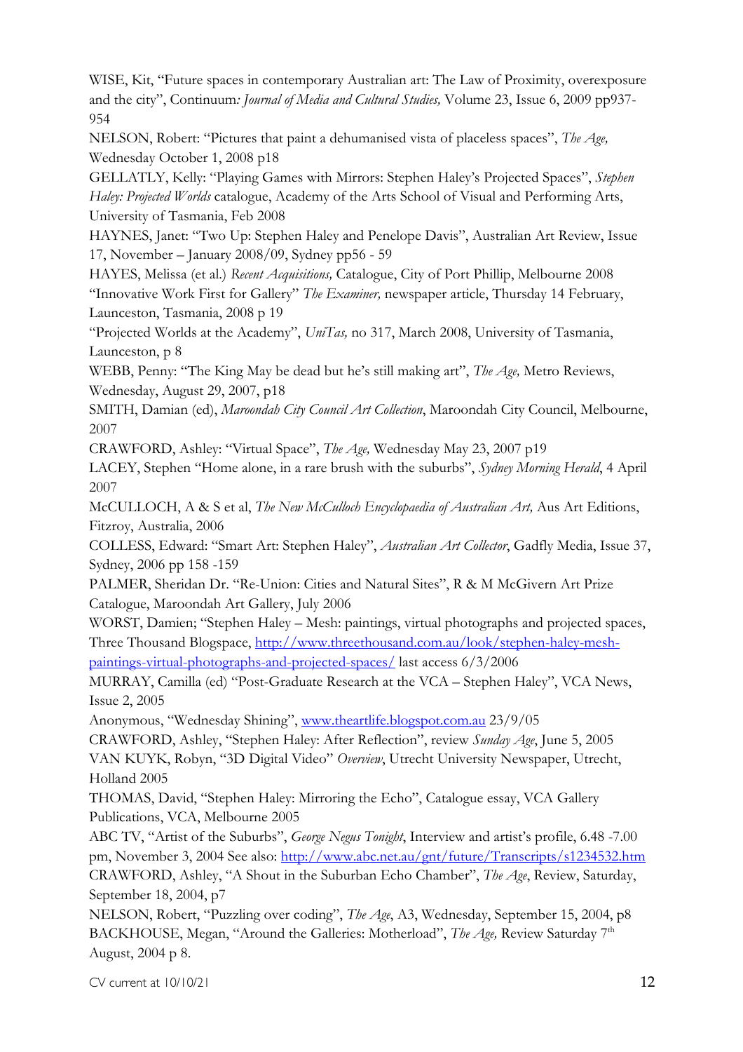WISE, Kit, "Future spaces in contemporary Australian art: The Law of Proximity, overexposure and the city", Continuum*: Journal of Media and Cultural Studies,* Volume 23, Issue 6, 2009 pp937-954

NELSON, Robert: "Pictures that paint a dehumanised vista of placeless spaces", *The Age,* Wednesday October 1, 2008 p18

GELLATLY, Kelly: "Playing Games with Mirrors: Stephen Haley's Projected Spaces", *Stephen Haley: Projected Worlds* catalogue, Academy of the Arts School of Visual and Performing Arts, University of Tasmania, Feb 2008

HAYNES, Janet: "Two Up: Stephen Haley and Penelope Davis", Australian Art Review, Issue 17, November – January 2008/09, Sydney pp56 - 59

HAYES, Melissa (et al.) *Recent Acquisitions,* Catalogue, City of Port Phillip, Melbourne 2008

"Innovative Work First for Gallery" *The Examiner,* newspaper article, Thursday 14 February, Launceston, Tasmania, 2008 p 19

"Projected Worlds at the Academy", *UniTas,* no 317, March 2008, University of Tasmania, Launceston, p 8

WEBB, Penny: "The King May be dead but he's still making art", *The Age,* Metro Reviews, Wednesday, August 29, 2007, p18

SMITH, Damian (ed), *Maroondah City Council Art Collection*, Maroondah City Council, Melbourne, 2007

CRAWFORD, Ashley: "Virtual Space", *The Age,* Wednesday May 23, 2007 p19

LACEY, Stephen "Home alone, in a rare brush with the suburbs", *Sydney Morning Herald*, 4 April 2007

McCULLOCH, A & S et al, *The New McCulloch Encyclopaedia of Australian Art,* Aus Art Editions, Fitzroy, Australia, 2006

COLLESS, Edward: "Smart Art: Stephen Haley", *Australian Art Collector*, Gadfly Media, Issue 37, Sydney, 2006 pp 158 -159

PALMER, Sheridan Dr. "Re-Union: Cities and Natural Sites", R & M McGivern Art Prize Catalogue, Maroondah Art Gallery, July 2006

WORST, Damien; "Stephen Haley – Mesh: paintings, virtual photographs and projected spaces, Three Thousand Blogspace, [http://www.threethousand.com.au/look/stephen-haley-mesh-paintings-virtual-photographs-and-projected-spaces/](http://www.threethousand.com.au/look/stephen-haley-mesh-paintings-virtual-photographs-and-projected-spaces/) last access 6/3/2006

MURRAY, Camilla (ed) "Post-Graduate Research at the VCA – Stephen Haley", VCA News, Issue 2, 2005

Anonymous, "Wednesday Shining", [www.theartlife.blogspot.com.au](http://www.theartlife.blogspot.com.au) 23/9/05

CRAWFORD, Ashley, "Stephen Haley: After Reflection", review *Sunday Age*, June 5, 2005

VAN KUYK, Robyn, "3D Digital Video" *Overview*, Utrecht University Newspaper, Utrecht, Holland 2005

THOMAS, David, "Stephen Haley: Mirroring the Echo", Catalogue essay, VCA Gallery Publications, VCA, Melbourne 2005

ABC TV, "Artist of the Suburbs", *George Negus Tonight*, Interview and artist's profile, 6.48 -7.00 pm, November 3, 2004 See also: [http://www.abc.net.au/gnt/future/Transcripts/s1234532.htm](http://www.abc.net.au/gnt/future/Transcripts/s1234532.htm)

CRAWFORD, Ashley, "A Shout in the Suburban Echo Chamber", *The Age*, Review, Saturday, September 18, 2004, p7

NELSON, Robert, "Puzzling over coding", *The Age*, A3, Wednesday, September 15, 2004, p8

BACKHOUSE, Megan, "Around the Galleries: Motherload", *The Age,* Review Saturday 7th August, 2004 p 8.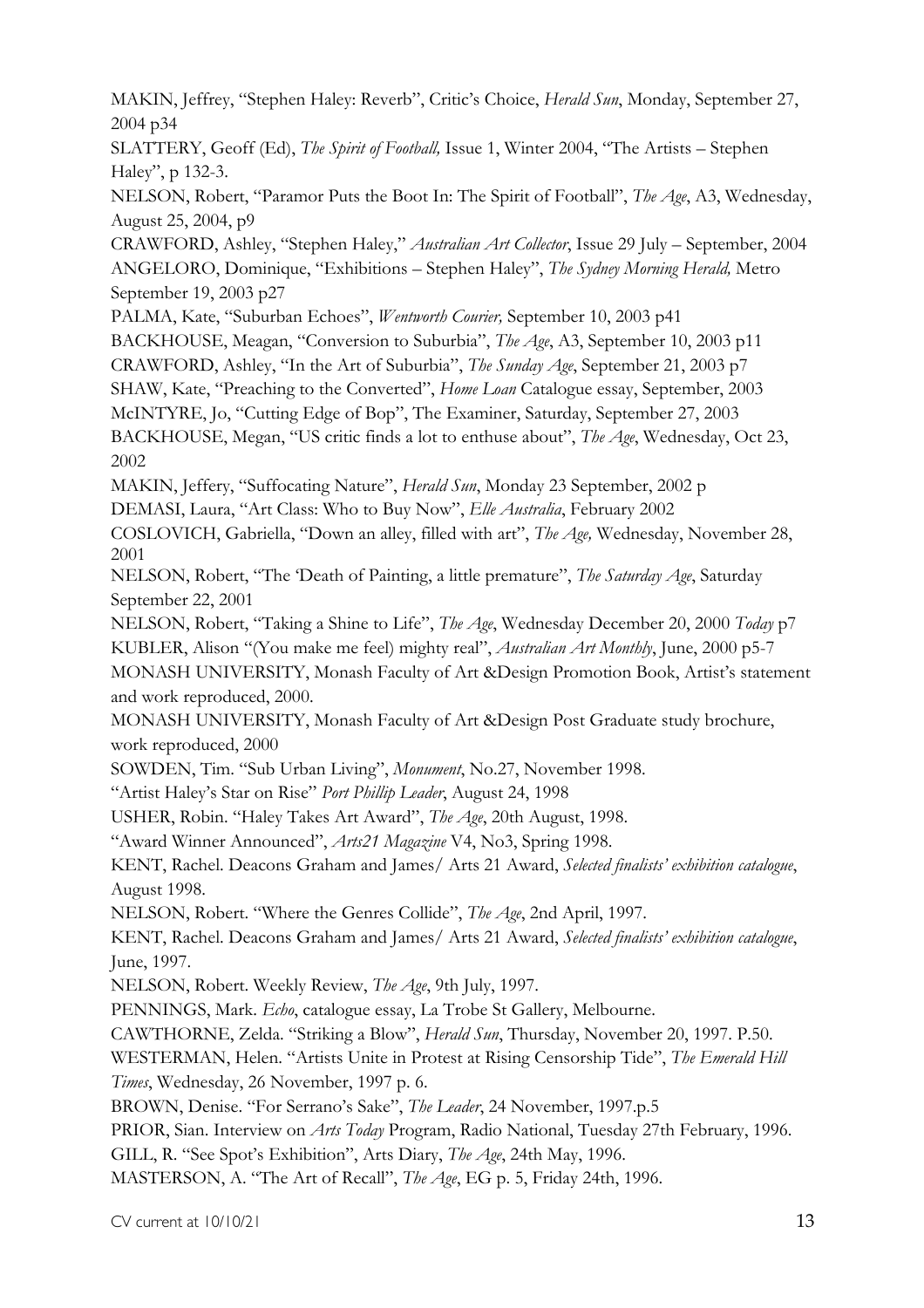MAKIN, Jeffrey, "Stephen Haley: Reverb", Critic's Choice, *Herald Sun*, Monday, September 27, 2004 p34

SLATTERY, Geoff (Ed), *The Spirit of Football,* Issue 1, Winter 2004, "The Artists – Stephen Haley", p 132-3.

NELSON, Robert, "Paramor Puts the Boot In: The Spirit of Football", *The Age*, A3, Wednesday, August 25, 2004, p9

CRAWFORD, Ashley, "Stephen Haley," *Australian Art Collector*, Issue 29 July – September, 2004

ANGELORO, Dominique, "Exhibitions – Stephen Haley", *The Sydney Morning Herald,* Metro September 19, 2003 p27

PALMA, Kate, "Suburban Echoes", *Wentworth Courier,* September 10, 2003 p41

BACKHOUSE, Meagan, "Conversion to Suburbia", *The Age*, A3, September 10, 2003 p11

CRAWFORD, Ashley, "In the Art of Suburbia", *The Sunday Age*, September 21, 2003 p7

SHAW, Kate, "Preaching to the Converted", *Home Loan* Catalogue essay, September, 2003

McINTYRE, Jo, "Cutting Edge of Bop", The Examiner, Saturday, September 27, 2003

BACKHOUSE, Megan, "US critic finds a lot to enthuse about", *The Age*, Wednesday, Oct 23, 2002

MAKIN, Jeffery, "Suffocating Nature", *Herald Sun*, Monday 23 September, 2002 p

DEMASI, Laura, "Art Class: Who to Buy Now", *Elle Australia*, February 2002

COSLOVICH, Gabriella, "Down an alley, filled with art", *The Age,* Wednesday, November 28, 2001

NELSON, Robert, "The 'Death of Painting, a little premature", *The Saturday Age*, Saturday September 22, 2001

NELSON, Robert, "Taking a Shine to Life", *The Age*, Wednesday December 20, 2000 *Today* p7

KUBLER, Alison "(You make me feel) mighty real", *Australian Art Monthly*, June, 2000 p5-7

MONASH UNIVERSITY, Monash Faculty of Art &Design Promotion Book, Artist's statement and work reproduced, 2000.

MONASH UNIVERSITY, Monash Faculty of Art &Design Post Graduate study brochure, work reproduced, 2000

SOWDEN, Tim. "Sub Urban Living", *Monument*, No.27, November 1998.

"Artist Haley's Star on Rise" *Port Phillip Leader*, August 24, 1998

USHER, Robin. "Haley Takes Art Award", *The Age*, 20th August, 1998.

"Award Winner Announced", *Arts21 Magazine* V4, No3, Spring 1998.

KENT, Rachel. Deacons Graham and James/ Arts 21 Award, *Selected finalists' exhibition catalogue*, August 1998.

NELSON, Robert. "Where the Genres Collide", *The Age*, 2nd April, 1997.

KENT, Rachel. Deacons Graham and James/ Arts 21 Award, *Selected finalists' exhibition catalogue*, June, 1997.

NELSON, Robert. Weekly Review, *The Age*, 9th July, 1997.

PENNINGS, Mark. *Echo*, catalogue essay, La Trobe St Gallery, Melbourne.

CAWTHORNE, Zelda. "Striking a Blow", *Herald Sun*, Thursday, November 20, 1997. P.50.

WESTERMAN, Helen. "Artists Unite in Protest at Rising Censorship Tide", *The Emerald Hill Times*, Wednesday, 26 November, 1997 p. 6.

BROWN, Denise. "For Serrano's Sake", *The Leader*, 24 November, 1997.p.5

PRIOR, Sian. Interview on *Arts Today* Program, Radio National, Tuesday 27th February, 1996.

GILL, R. "See Spot's Exhibition", Arts Diary, *The Age*, 24th May, 1996.

MASTERSON, A. "The Art of Recall", *The Age*, EG p. 5, Friday 24th, 1996.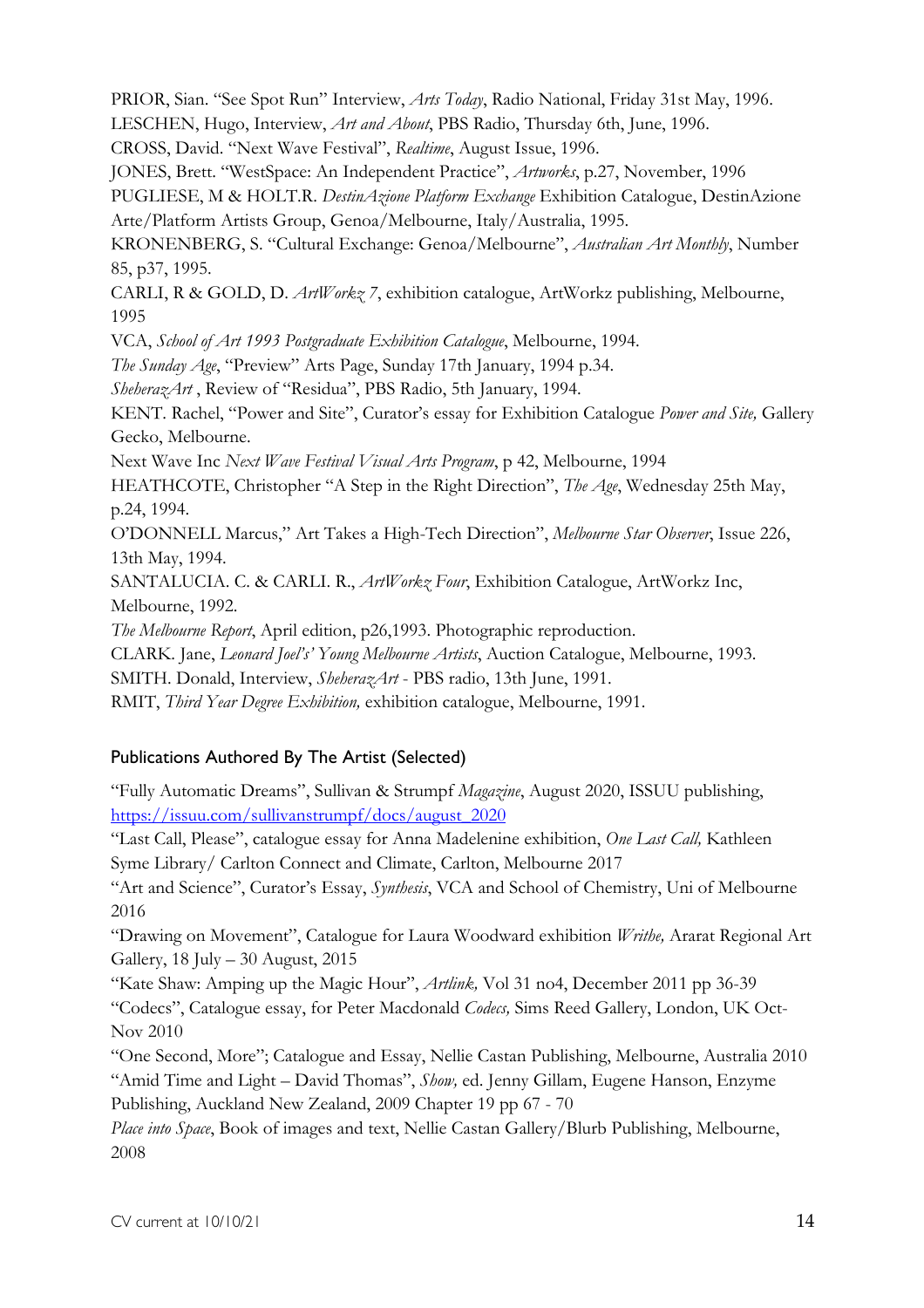PRIOR, Sian. "See Spot Run" Interview, *Arts Today*, Radio National, Friday 31st May, 1996.
LESCHEN, Hugo, Interview, *Art and About*, PBS Radio, Thursday 6th, June, 1996.
CROSS, David. "Next Wave Festival", *Realtime*, August Issue, 1996.
JONES, Brett. "WestSpace: An Independent Practice", *Artworks*, p.27, November, 1996
PUGLIESE, M & HOLT.R. *DestinAzione Platform Exchange* Exhibition Catalogue, DestinAzione Arte/Platform Artists Group, Genoa/Melbourne, Italy/Australia, 1995.
KRONENBERG, S. "Cultural Exchange: Genoa/Melbourne", *Australian Art Monthly*, Number 85, p37, 1995.
CARLI, R & GOLD, D. *ArtWorkz 7*, exhibition catalogue, ArtWorkz publishing, Melbourne, 1995
VCA, *School of Art 1993 Postgraduate Exhibition Catalogue*, Melbourne, 1994.
*The Sunday Age*, "Preview" Arts Page, Sunday 17th January, 1994 p.34.
*SheherazArt* , Review of "Residua", PBS Radio, 5th January, 1994.
KENT. Rachel, "Power and Site", Curator's essay for Exhibition Catalogue *Power and Site,* Gallery Gecko, Melbourne.
Next Wave Inc *Next Wave Festival Visual Arts Program*, p 42, Melbourne, 1994
HEATHCOTE, Christopher "A Step in the Right Direction", *The Age*, Wednesday 25th May, p.24, 1994.
O'DONNELL Marcus," Art Takes a High-Tech Direction", *Melbourne Star Observer*, Issue 226, 13th May, 1994.
SANTALUCIA. C. & CARLI. R., *ArtWorkz Four*, Exhibition Catalogue, ArtWorkz Inc, Melbourne, 1992.
*The Melbourne Report*, April edition, p26,1993. Photographic reproduction.
CLARK. Jane, *Leonard Joel's' Young Melbourne Artists*, Auction Catalogue, Melbourne, 1993.
SMITH. Donald, Interview, *SheherazArt* - PBS radio, 13th June, 1991.
RMIT, *Third Year Degree Exhibition,* exhibition catalogue, Melbourne, 1991.

## Publications Authored By The Artist (Selected)

"Fully Automatic Dreams", Sullivan & Strumpf *Magazine*, August 2020, ISSUU publishing, https://issuu.com/sullivanstrumpf/docs/august_2020
"Last Call, Please", catalogue essay for Anna Madelenine exhibition, *One Last Call,* Kathleen Syme Library/ Carlton Connect and Climate, Carlton, Melbourne 2017
"Art and Science", Curator's Essay, *Synthesis*, VCA and School of Chemistry, Uni of Melbourne 2016
"Drawing on Movement", Catalogue for Laura Woodward exhibition *Writhe,* Ararat Regional Art Gallery, 18 July – 30 August, 2015
"Kate Shaw: Amping up the Magic Hour", *Artlink,* Vol 31 no4, December 2011 pp 36-39
"Codecs", Catalogue essay, for Peter Macdonald *Codecs,* Sims Reed Gallery, London, UK Oct-Nov 2010
"One Second, More"; Catalogue and Essay, Nellie Castan Publishing, Melbourne, Australia 2010
"Amid Time and Light – David Thomas", *Show,* ed. Jenny Gillam, Eugene Hanson, Enzyme Publishing, Auckland New Zealand, 2009 Chapter 19 pp 67 - 70
*Place into Space*, Book of images and text, Nellie Castan Gallery/Blurb Publishing, Melbourne, 2008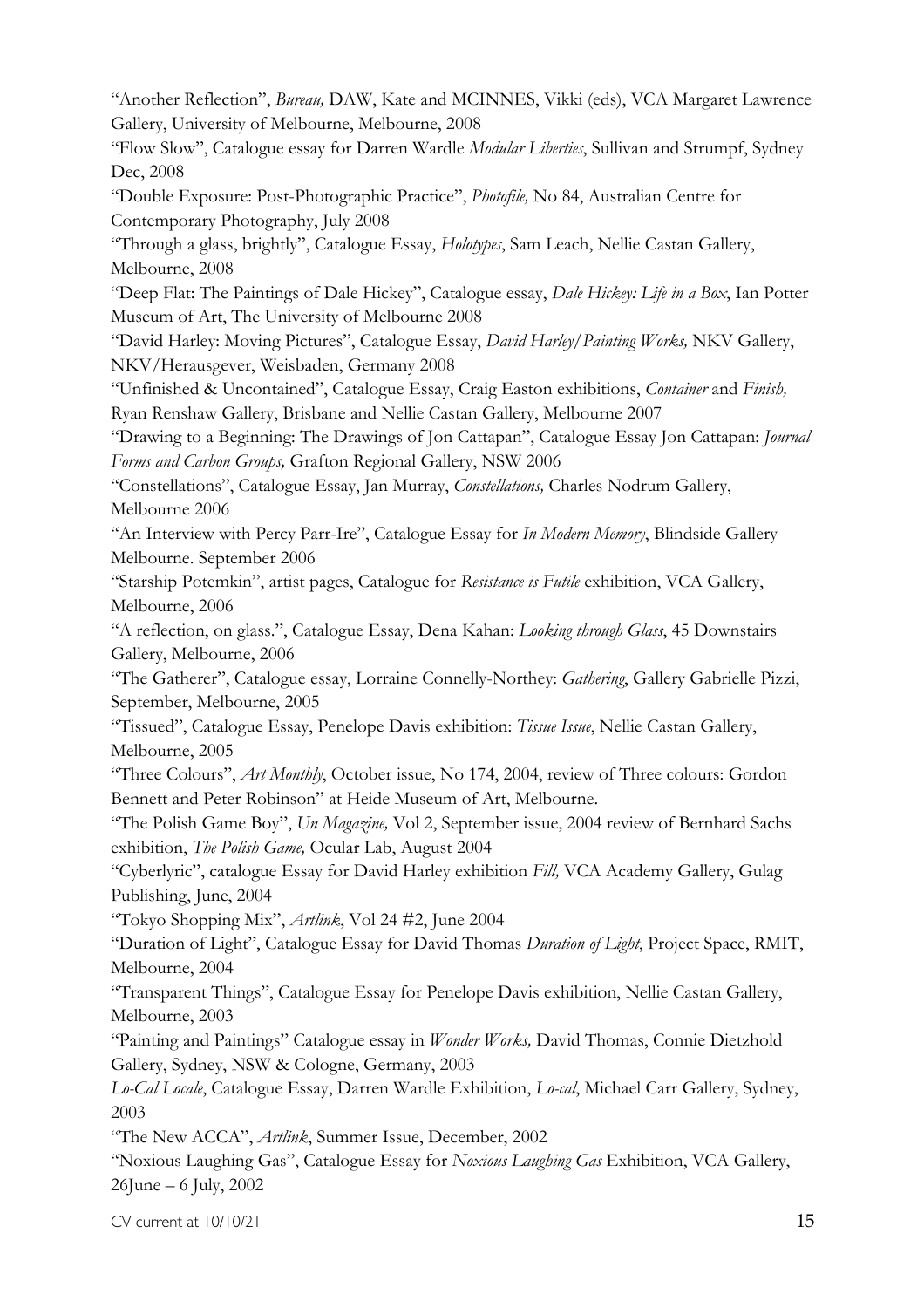"Another Reflection", *Bureau,* DAW, Kate and MCINNES, Vikki (eds), VCA Margaret Lawrence Gallery, University of Melbourne, Melbourne, 2008

"Flow Slow", Catalogue essay for Darren Wardle *Modular Liberties*, Sullivan and Strumpf, Sydney Dec, 2008

"Double Exposure: Post-Photographic Practice", *Photofile,* No 84, Australian Centre for Contemporary Photography, July 2008

"Through a glass, brightly", Catalogue Essay, *Holotypes*, Sam Leach, Nellie Castan Gallery, Melbourne, 2008

"Deep Flat: The Paintings of Dale Hickey", Catalogue essay, *Dale Hickey: Life in a Box*, Ian Potter Museum of Art, The University of Melbourne 2008

"David Harley: Moving Pictures", Catalogue Essay, *David Harley/Painting Works,* NKV Gallery, NKV/Herausgever, Weisbaden, Germany 2008

"Unfinished & Uncontained", Catalogue Essay, Craig Easton exhibitions, *Container* and *Finish,* Ryan Renshaw Gallery, Brisbane and Nellie Castan Gallery, Melbourne 2007

"Drawing to a Beginning: The Drawings of Jon Cattapan", Catalogue Essay Jon Cattapan: *Journal Forms and Carbon Groups,* Grafton Regional Gallery, NSW 2006

"Constellations", Catalogue Essay, Jan Murray, *Constellations,* Charles Nodrum Gallery, Melbourne 2006

"An Interview with Percy Parr-Ire", Catalogue Essay for *In Modern Memory*, Blindside Gallery Melbourne. September 2006

"Starship Potemkin", artist pages, Catalogue for *Resistance is Futile* exhibition, VCA Gallery, Melbourne, 2006

"A reflection, on glass.", Catalogue Essay, Dena Kahan: *Looking through Glass*, 45 Downstairs Gallery, Melbourne, 2006

"The Gatherer", Catalogue essay, Lorraine Connelly-Northey: *Gathering*, Gallery Gabrielle Pizzi, September, Melbourne, 2005

"Tissued", Catalogue Essay, Penelope Davis exhibition: *Tissue Issue*, Nellie Castan Gallery, Melbourne, 2005

"Three Colours", *Art Monthly*, October issue, No 174, 2004, review of Three colours: Gordon Bennett and Peter Robinson" at Heide Museum of Art, Melbourne.

"The Polish Game Boy", *Un Magazine,* Vol 2, September issue, 2004 review of Bernhard Sachs exhibition, *The Polish Game,* Ocular Lab, August 2004

"Cyberlyric", catalogue Essay for David Harley exhibition *Fill,* VCA Academy Gallery, Gulag Publishing, June, 2004

"Tokyo Shopping Mix", *Artlink*, Vol 24 #2, June 2004

"Duration of Light", Catalogue Essay for David Thomas *Duration of Light*, Project Space, RMIT, Melbourne, 2004

"Transparent Things", Catalogue Essay for Penelope Davis exhibition, Nellie Castan Gallery, Melbourne, 2003

"Painting and Paintings" Catalogue essay in *Wonder Works,* David Thomas, Connie Dietzhold Gallery, Sydney, NSW & Cologne, Germany, 2003

*Lo-Cal Locale*, Catalogue Essay, Darren Wardle Exhibition, *Lo-cal*, Michael Carr Gallery, Sydney, 2003

"The New ACCA", *Artlink*, Summer Issue, December, 2002

"Noxious Laughing Gas", Catalogue Essay for *Noxious Laughing Gas* Exhibition, VCA Gallery, 26June – 6 July, 2002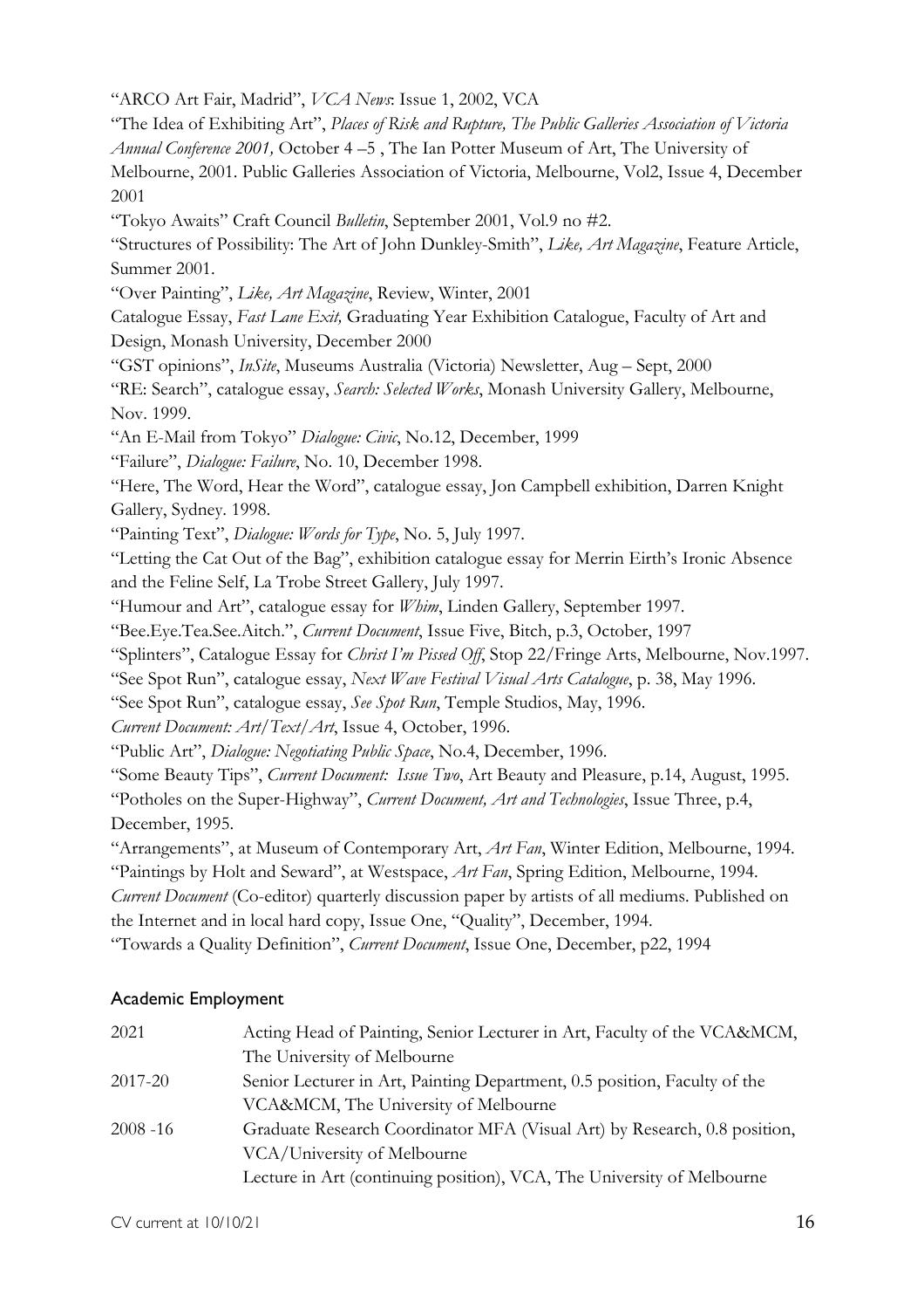"ARCO Art Fair, Madrid", *VCA News*: Issue 1, 2002, VCA

"The Idea of Exhibiting Art", *Places of Risk and Rupture, The Public Galleries Association of Victoria Annual Conference 2001,* October 4 –5 , The Ian Potter Museum of Art, The University of Melbourne, 2001. Public Galleries Association of Victoria, Melbourne, Vol2, Issue 4, December 2001

"Tokyo Awaits" Craft Council *Bulletin*, September 2001, Vol.9 no #2.

"Structures of Possibility: The Art of John Dunkley-Smith", *Like, Art Magazine*, Feature Article, Summer 2001.

"Over Painting", *Like, Art Magazine*, Review, Winter, 2001

Catalogue Essay, *Fast Lane Exit,* Graduating Year Exhibition Catalogue, Faculty of Art and Design, Monash University, December 2000

"GST opinions", *InSite*, Museums Australia (Victoria) Newsletter, Aug – Sept, 2000

"RE: Search", catalogue essay, *Search: Selected Works*, Monash University Gallery, Melbourne, Nov. 1999.

"An E-Mail from Tokyo" *Dialogue: Civic*, No.12, December, 1999

"Failure", *Dialogue: Failure*, No. 10, December 1998.

"Here, The Word, Hear the Word", catalogue essay, Jon Campbell exhibition, Darren Knight Gallery, Sydney. 1998.

"Painting Text", *Dialogue: Words for Type*, No. 5, July 1997.

"Letting the Cat Out of the Bag", exhibition catalogue essay for Merrin Eirth's Ironic Absence and the Feline Self, La Trobe Street Gallery, July 1997.

"Humour and Art", catalogue essay for *Whim*, Linden Gallery, September 1997.

"Bee.Eye.Tea.See.Aitch.", *Current Document*, Issue Five, Bitch, p.3, October, 1997

"Splinters", Catalogue Essay for *Christ I'm Pissed Off*, Stop 22/Fringe Arts, Melbourne, Nov.1997.

"See Spot Run", catalogue essay, *Next Wave Festival Visual Arts Catalogue*, p. 38, May 1996.

"See Spot Run", catalogue essay, *See Spot Run*, Temple Studios, May, 1996.

*Current Document: Art/Text/Art*, Issue 4, October, 1996.

"Public Art", *Dialogue: Negotiating Public Space*, No.4, December, 1996.

"Some Beauty Tips", *Current Document: Issue Two*, Art Beauty and Pleasure, p.14, August, 1995.

"Potholes on the Super-Highway", *Current Document, Art and Technologies*, Issue Three, p.4, December, 1995.

"Arrangements", at Museum of Contemporary Art, *Art Fan*, Winter Edition, Melbourne, 1994.

"Paintings by Holt and Seward", at Westspace, *Art Fan*, Spring Edition, Melbourne, 1994.

*Current Document* (Co-editor) quarterly discussion paper by artists of all mediums. Published on the Internet and in local hard copy, Issue One, "Quality", December, 1994.

"Towards a Quality Definition", *Current Document*, Issue One, December, p22, 1994

## Academic Employment

| | |
|---|---|
| 2021 | Acting Head of Painting, Senior Lecturer in Art, Faculty of the VCA&MCM, The University of Melbourne |
| 2017-20 | Senior Lecturer in Art, Painting Department, 0.5 position, Faculty of the VCA&MCM, The University of Melbourne |
| 2008 -16 | Graduate Research Coordinator MFA (Visual Art) by Research, 0.8 position, VCA/University of Melbourne<br>Lecture in Art (continuing position), VCA, The University of Melbourne |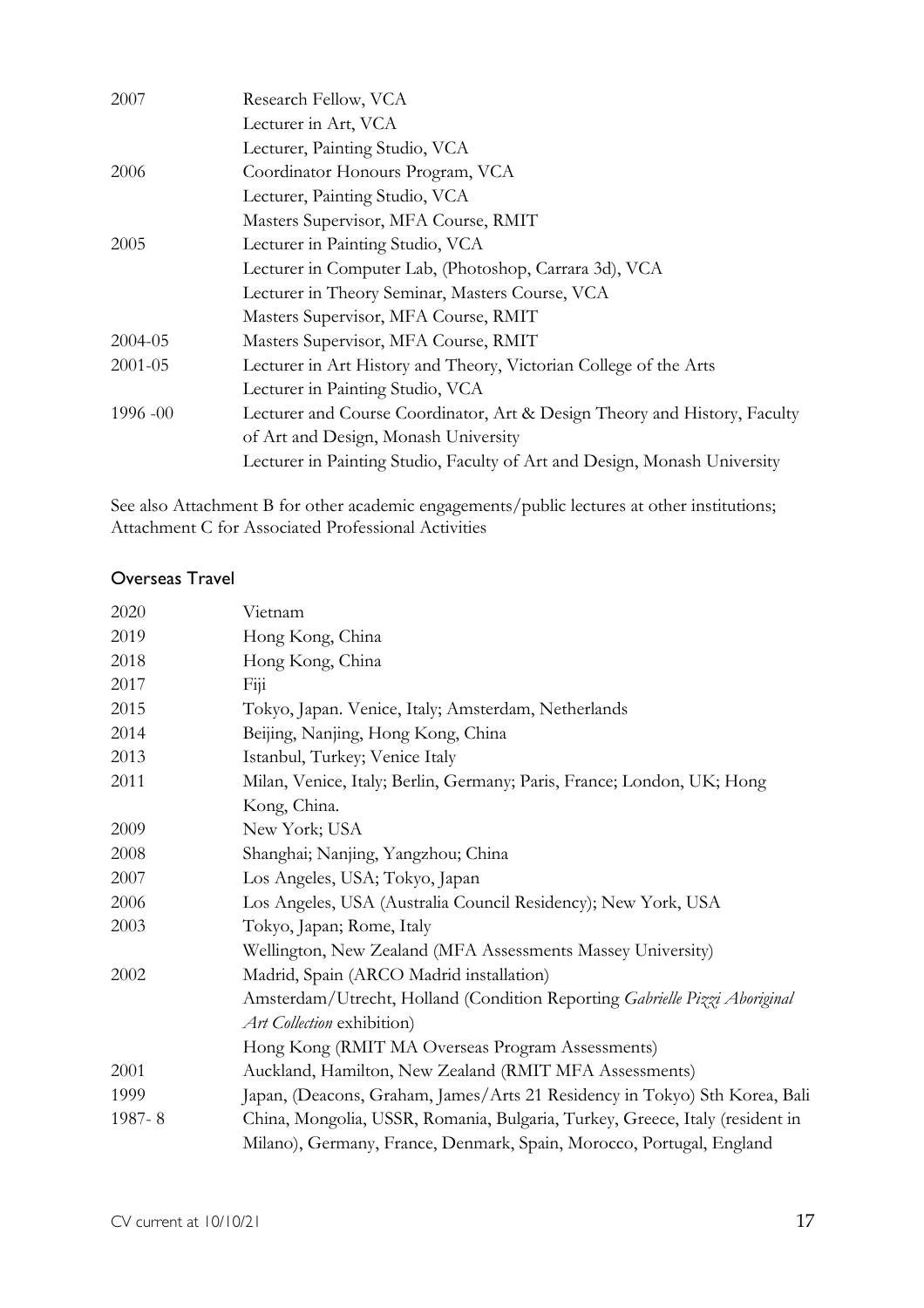| | |
|---|---|
| 2007 | Research Fellow, VCA |
| | Lecturer in Art, VCA |
| | Lecturer, Painting Studio, VCA |
| 2006 | Coordinator Honours Program, VCA |
| | Lecturer, Painting Studio, VCA |
| | Masters Supervisor, MFA Course, RMIT |
| 2005 | Lecturer in Painting Studio, VCA |
| | Lecturer in Computer Lab, (Photoshop, Carrara 3d), VCA |
| | Lecturer in Theory Seminar, Masters Course, VCA |
| | Masters Supervisor, MFA Course, RMIT |
| 2004-05 | Masters Supervisor, MFA Course, RMIT |
| 2001-05 | Lecturer in Art History and Theory, Victorian College of the Arts |
| | Lecturer in Painting Studio, VCA |
| 1996 -00 | Lecturer and Course Coordinator, Art & Design Theory and History, Faculty of Art and Design, Monash University |
| | Lecturer in Painting Studio, Faculty of Art and Design, Monash University |

See also Attachment B for other academic engagements/public lectures at other institutions; Attachment C for Associated Professional Activities

## Overseas Travel

| | |
|---|---|
| 2020 | Vietnam |
| 2019 | Hong Kong, China |
| 2018 | Hong Kong, China |
| 2017 | Fiji |
| 2015 | Tokyo, Japan. Venice, Italy; Amsterdam, Netherlands |
| 2014 | Beijing, Nanjing, Hong Kong, China |
| 2013 | Istanbul, Turkey; Venice Italy |
| 2011 | Milan, Venice, Italy; Berlin, Germany; Paris, France; London, UK; Hong Kong, China. |
| 2009 | New York; USA |
| 2008 | Shanghai; Nanjing, Yangzhou; China |
| 2007 | Los Angeles, USA; Tokyo, Japan |
| 2006 | Los Angeles, USA (Australia Council Residency); New York, USA |
| 2003 | Tokyo, Japan; Rome, Italy |
| | Wellington, New Zealand (MFA Assessments Massey University) |
| 2002 | Madrid, Spain (ARCO Madrid installation) |
| | Amsterdam/Utrecht, Holland (Condition Reporting *Gabrielle Pizzi Aboriginal Art Collection* exhibition) |
| | Hong Kong (RMIT MA Overseas Program Assessments) |
| 2001 | Auckland, Hamilton, New Zealand (RMIT MFA Assessments) |
| 1999 | Japan, (Deacons, Graham, James/Arts 21 Residency in Tokyo) Sth Korea, Bali |
| 1987- 8 | China, Mongolia, USSR, Romania, Bulgaria, Turkey, Greece, Italy (resident in Milano), Germany, France, Denmark, Spain, Morocco, Portugal, England |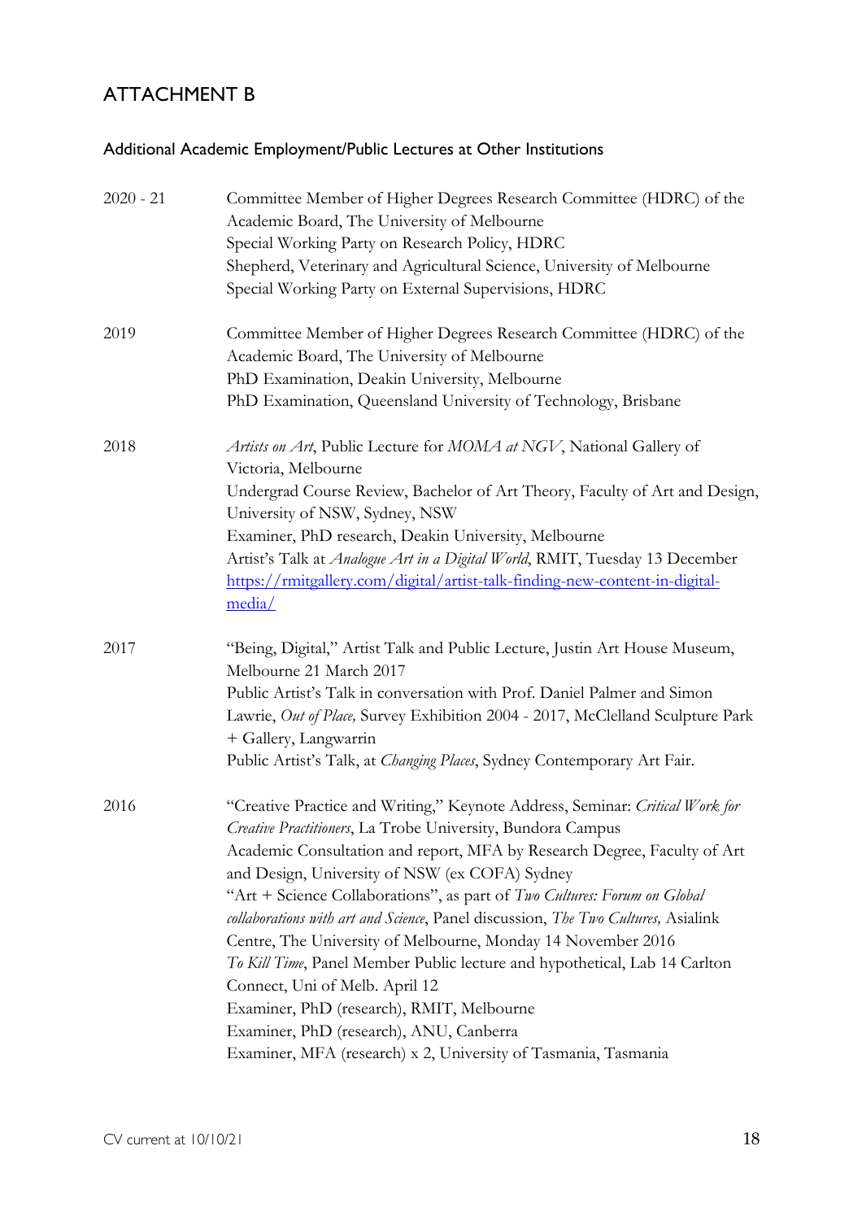# ATTACHMENT B

## Additional Academic Employment/Public Lectures at Other Institutions

**2020 - 21**

Committee Member of Higher Degrees Research Committee (HDRC) of the Academic Board, The University of Melbourne
Special Working Party on Research Policy, HDRC
Shepherd, Veterinary and Agricultural Science, University of Melbourne
Special Working Party on External Supervisions, HDRC

**2019**

Committee Member of Higher Degrees Research Committee (HDRC) of the Academic Board, The University of Melbourne
PhD Examination, Deakin University, Melbourne
PhD Examination, Queensland University of Technology, Brisbane

**2018**

*Artists on Art*, Public Lecture for *MOMA at NGV*, National Gallery of Victoria, Melbourne
Undergrad Course Review, Bachelor of Art Theory, Faculty of Art and Design, University of NSW, Sydney, NSW
Examiner, PhD research, Deakin University, Melbourne
Artist's Talk at *Analogue Art in a Digital World*, RMIT, Tuesday 13 December
https://rmitgallery.com/digital/artist-talk-finding-new-content-in-digital-media/

**2017**

"Being, Digital," Artist Talk and Public Lecture, Justin Art House Museum, Melbourne 21 March 2017
Public Artist's Talk in conversation with Prof. Daniel Palmer and Simon Lawrie, *Out of Place,* Survey Exhibition 2004 - 2017, McClelland Sculpture Park + Gallery, Langwarrin
Public Artist's Talk, at *Changing Places*, Sydney Contemporary Art Fair.

**2016**

"Creative Practice and Writing," Keynote Address, Seminar: *Critical Work for Creative Practitioners*, La Trobe University, Bundora Campus
Academic Consultation and report, MFA by Research Degree, Faculty of Art and Design, University of NSW (ex COFA) Sydney
"Art + Science Collaborations", as part of *Two Cultures: Forum on Global collaborations with art and Science*, Panel discussion, *The Two Cultures,* Asialink Centre, The University of Melbourne, Monday 14 November 2016
*To Kill Time*, Panel Member Public lecture and hypothetical, Lab 14 Carlton Connect, Uni of Melb. April 12
Examiner, PhD (research), RMIT, Melbourne
Examiner, PhD (research), ANU, Canberra
Examiner, MFA (research) x 2, University of Tasmania, Tasmania

CV current at 10/10/21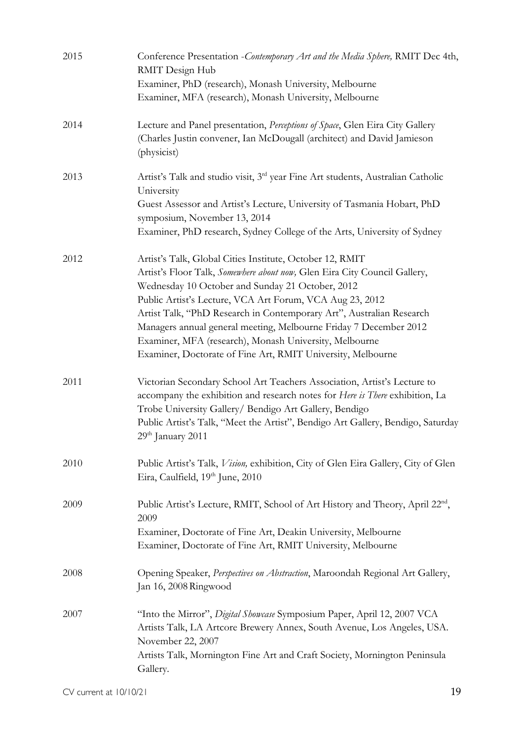| | |
|---|---|
| 2015 | Conference Presentation -*Contemporary Art and the Media Sphere,* RMIT Dec 4th, RMIT Design Hub<br>Examiner, PhD (research), Monash University, Melbourne<br>Examiner, MFA (research), Monash University, Melbourne |
| 2014 | Lecture and Panel presentation, *Perceptions of Space*, Glen Eira City Gallery (Charles Justin convener, Ian McDougall (architect) and David Jamieson (physicist) |
| 2013 | Artist's Talk and studio visit, 3rd year Fine Art students, Australian Catholic University<br>Guest Assessor and Artist's Lecture, University of Tasmania Hobart, PhD symposium, November 13, 2014<br>Examiner, PhD research, Sydney College of the Arts, University of Sydney |
| 2012 | Artist's Talk, Global Cities Institute, October 12, RMIT<br>Artist's Floor Talk, *Somewhere about now,* Glen Eira City Council Gallery, Wednesday 10 October and Sunday 21 October, 2012<br>Public Artist's Lecture, VCA Art Forum, VCA Aug 23, 2012<br>Artist Talk, "PhD Research in Contemporary Art", Australian Research Managers annual general meeting, Melbourne Friday 7 December 2012<br>Examiner, MFA (research), Monash University, Melbourne<br>Examiner, Doctorate of Fine Art, RMIT University, Melbourne |
| 2011 | Victorian Secondary School Art Teachers Association, Artist's Lecture to accompany the exhibition and research notes for *Here is There* exhibition, La Trobe University Gallery/ Bendigo Art Gallery, Bendigo<br>Public Artist's Talk, "Meet the Artist", Bendigo Art Gallery, Bendigo, Saturday 29th January 2011 |
| 2010 | Public Artist's Talk, *Vision,* exhibition, City of Glen Eira Gallery, City of Glen Eira, Caulfield, 19th June, 2010 |
| 2009 | Public Artist's Lecture, RMIT, School of Art History and Theory, April 22nd, 2009<br>Examiner, Doctorate of Fine Art, Deakin University, Melbourne<br>Examiner, Doctorate of Fine Art, RMIT University, Melbourne |
| 2008 | Opening Speaker, *Perspectives on Abstraction*, Maroondah Regional Art Gallery, Jan 16, 2008 Ringwood |
| 2007 | "Into the Mirror", *Digital Showcase* Symposium Paper, April 12, 2007 VCA<br>Artists Talk, LA Artcore Brewery Annex, South Avenue, Los Angeles, USA. November 22, 2007<br>Artists Talk, Mornington Fine Art and Craft Society, Mornington Peninsula Gallery. |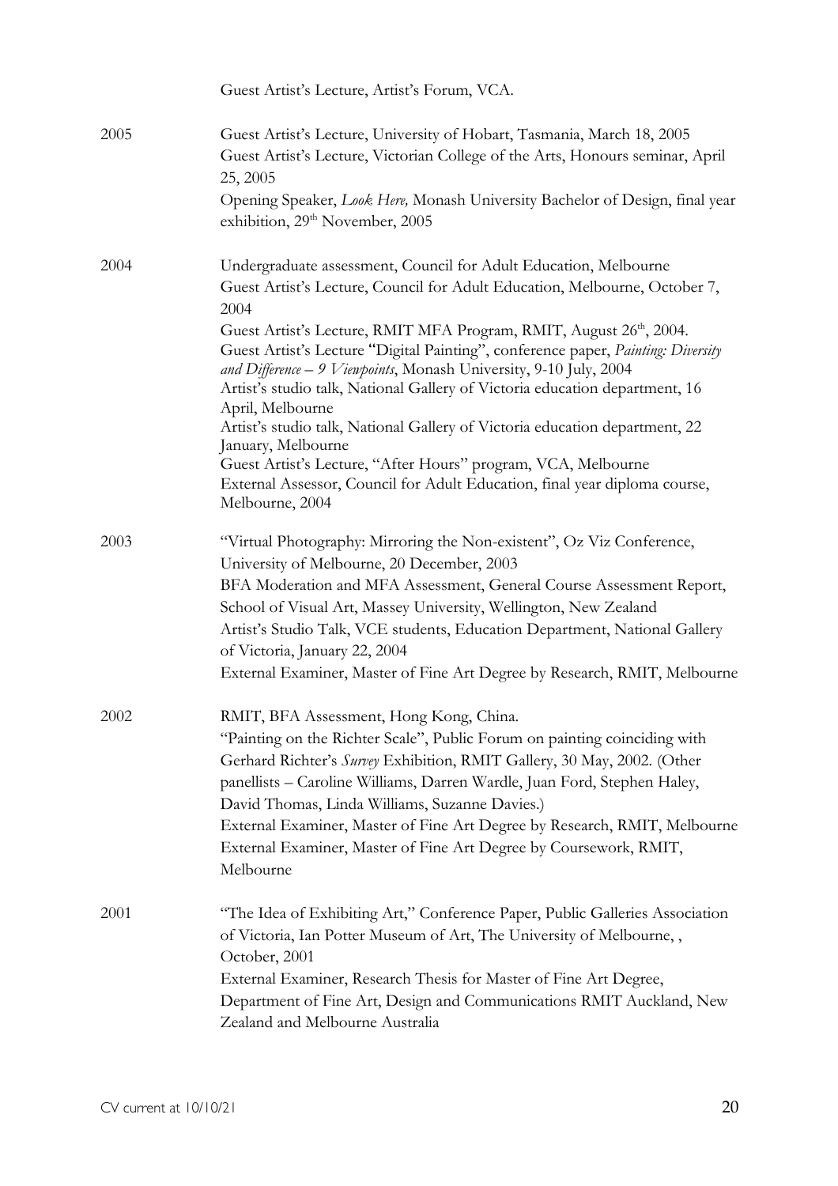Guest Artist's Lecture, Artist's Forum, VCA.

| | |
|---|---|
| 2005 | Guest Artist's Lecture, University of Hobart, Tasmania, March 18, 2005<br>Guest Artist's Lecture, Victorian College of the Arts, Honours seminar, April 25, 2005<br>Opening Speaker, *Look Here,* Monash University Bachelor of Design, final year exhibition, 29th November, 2005 |
| 2004 | Undergraduate assessment, Council for Adult Education, Melbourne<br>Guest Artist's Lecture, Council for Adult Education, Melbourne, October 7, 2004<br>Guest Artist's Lecture, RMIT MFA Program, RMIT, August 26th, 2004.<br>Guest Artist's Lecture "Digital Painting", conference paper, *Painting: Diversity and Difference – 9 Viewpoints*, Monash University, 9-10 July, 2004<br>Artist's studio talk, National Gallery of Victoria education department, 16 April, Melbourne<br>Artist's studio talk, National Gallery of Victoria education department, 22 January, Melbourne<br>Guest Artist's Lecture, "After Hours" program, VCA, Melbourne<br>External Assessor, Council for Adult Education, final year diploma course, Melbourne, 2004 |
| 2003 | "Virtual Photography: Mirroring the Non-existent", Oz Viz Conference, University of Melbourne, 20 December, 2003<br>BFA Moderation and MFA Assessment, General Course Assessment Report, School of Visual Art, Massey University, Wellington, New Zealand<br>Artist's Studio Talk, VCE students, Education Department, National Gallery of Victoria, January 22, 2004<br>External Examiner, Master of Fine Art Degree by Research, RMIT, Melbourne |
| 2002 | RMIT, BFA Assessment, Hong Kong, China.<br>"Painting on the Richter Scale", Public Forum on painting coinciding with Gerhard Richter's *Survey* Exhibition, RMIT Gallery, 30 May, 2002. (Other panellists – Caroline Williams, Darren Wardle, Juan Ford, Stephen Haley, David Thomas, Linda Williams, Suzanne Davies.)<br>External Examiner, Master of Fine Art Degree by Research, RMIT, Melbourne<br>External Examiner, Master of Fine Art Degree by Coursework, RMIT, Melbourne |
| 2001 | "The Idea of Exhibiting Art," Conference Paper, Public Galleries Association of Victoria, Ian Potter Museum of Art, The University of Melbourne, , October, 2001<br>External Examiner, Research Thesis for Master of Fine Art Degree, Department of Fine Art, Design and Communications RMIT Auckland, New Zealand and Melbourne Australia |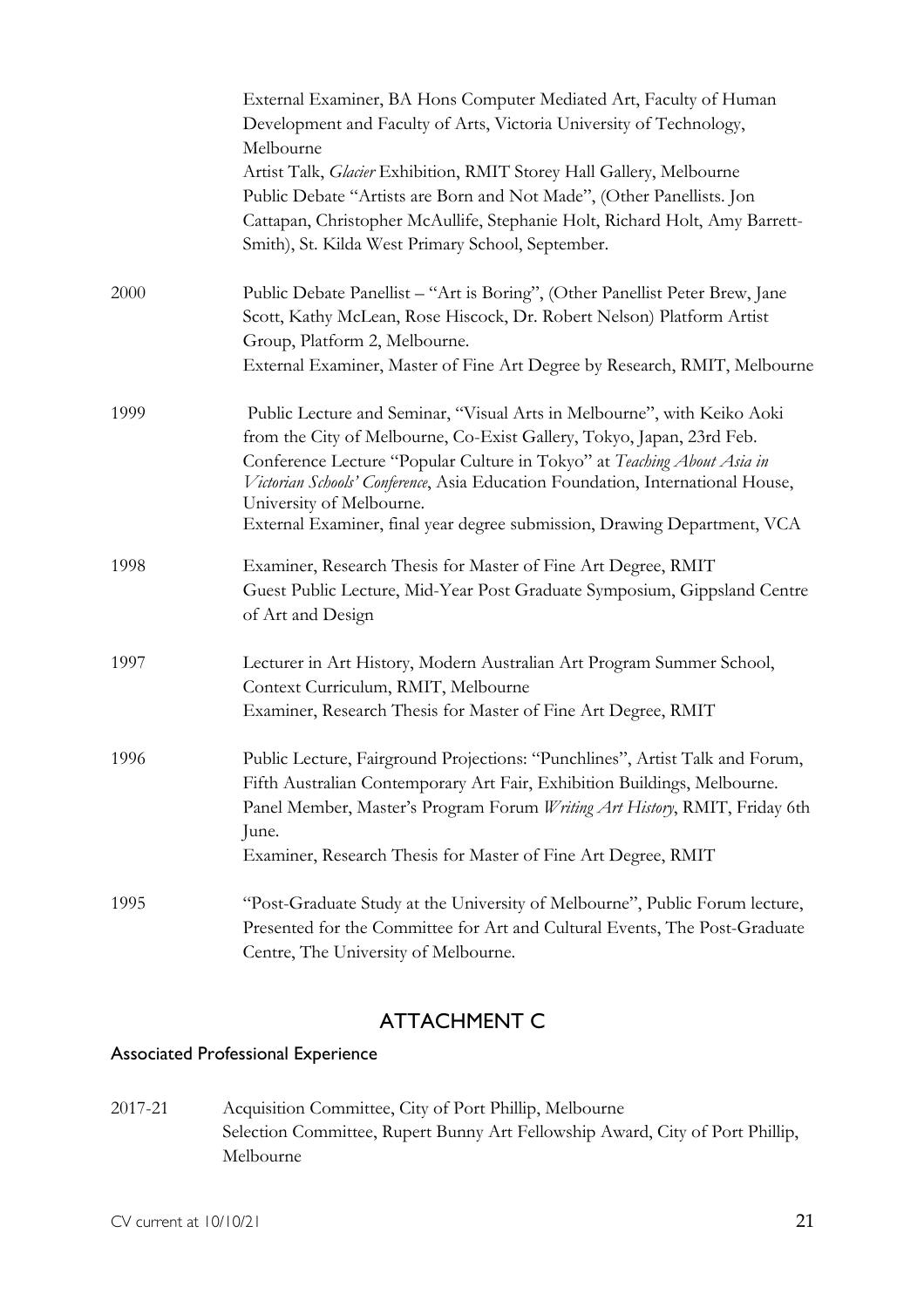| | |
|---|---|
| | External Examiner, BA Hons Computer Mediated Art, Faculty of Human Development and Faculty of Arts, Victoria University of Technology, Melbourne<br>Artist Talk, *Glacier* Exhibition, RMIT Storey Hall Gallery, Melbourne<br>Public Debate "Artists are Born and Not Made", (Other Panellists. Jon Cattapan, Christopher McAullife, Stephanie Holt, Richard Holt, Amy Barrett-Smith), St. Kilda West Primary School, September. |
| 2000 | Public Debate Panellist – "Art is Boring", (Other Panellist Peter Brew, Jane Scott, Kathy McLean, Rose Hiscock, Dr. Robert Nelson) Platform Artist Group, Platform 2, Melbourne.<br>External Examiner, Master of Fine Art Degree by Research, RMIT, Melbourne |
| 1999 | Public Lecture and Seminar, "Visual Arts in Melbourne", with Keiko Aoki from the City of Melbourne, Co-Exist Gallery, Tokyo, Japan, 23rd Feb.<br>Conference Lecture "Popular Culture in Tokyo" at *Teaching About Asia in Victorian Schools' Conference*, Asia Education Foundation, International House, University of Melbourne.<br>External Examiner, final year degree submission, Drawing Department, VCA |
| 1998 | Examiner, Research Thesis for Master of Fine Art Degree, RMIT<br>Guest Public Lecture, Mid-Year Post Graduate Symposium, Gippsland Centre of Art and Design |
| 1997 | Lecturer in Art History, Modern Australian Art Program Summer School, Context Curriculum, RMIT, Melbourne<br>Examiner, Research Thesis for Master of Fine Art Degree, RMIT |
| 1996 | Public Lecture, Fairground Projections: "Punchlines", Artist Talk and Forum, Fifth Australian Contemporary Art Fair, Exhibition Buildings, Melbourne.<br>Panel Member, Master's Program Forum *Writing Art History*, RMIT, Friday 6th June.<br>Examiner, Research Thesis for Master of Fine Art Degree, RMIT |
| 1995 | "Post-Graduate Study at the University of Melbourne", Public Forum lecture, Presented for the Committee for Art and Cultural Events, The Post-Graduate Centre, The University of Melbourne. |

# ATTACHMENT C

## Associated Professional Experience

| | |
|---|---|
| 2017-21 | Acquisition Committee, City of Port Phillip, Melbourne<br>Selection Committee, Rupert Bunny Art Fellowship Award, City of Port Phillip, Melbourne |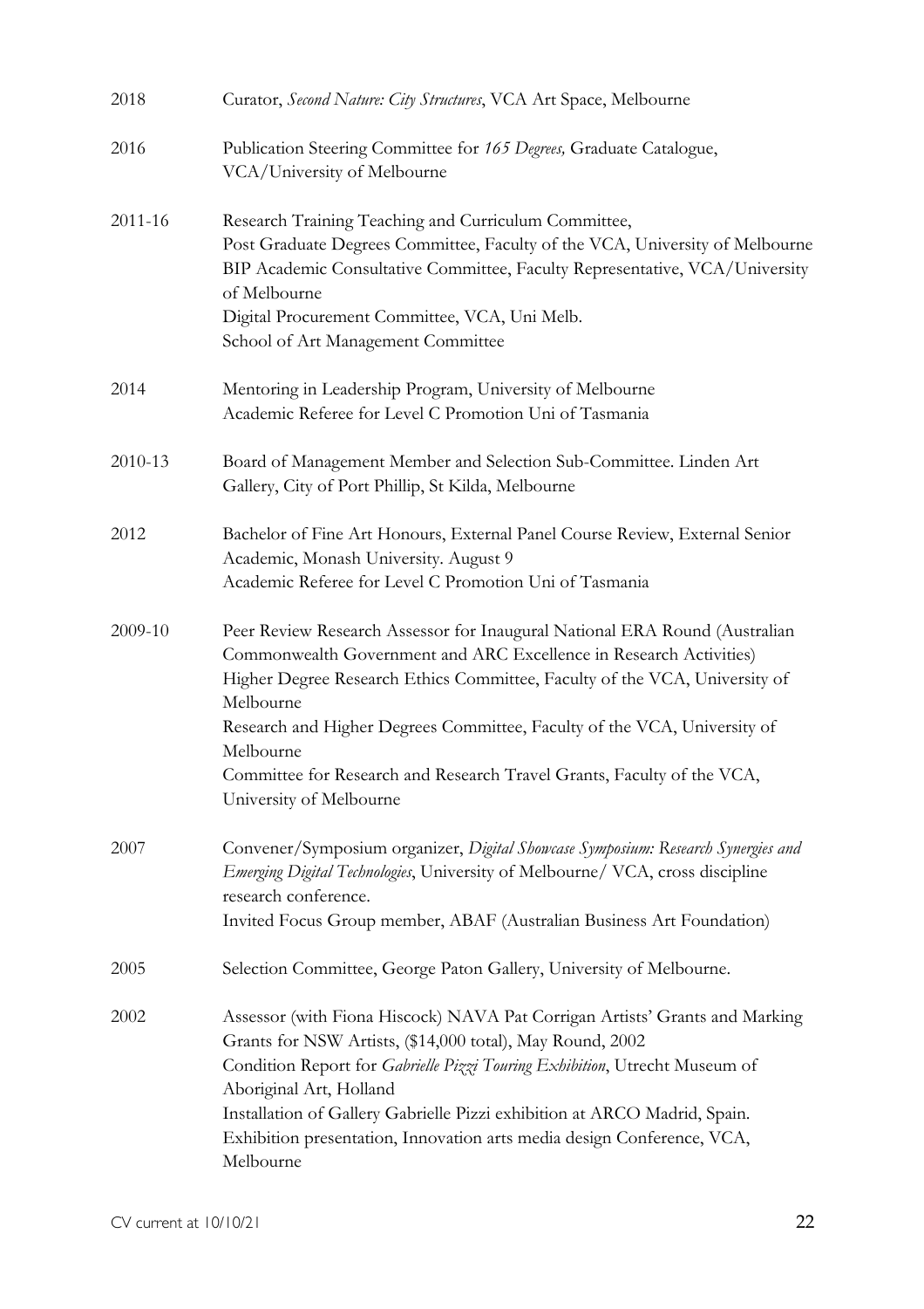| | |
|---|---|
| 2018 | Curator, *Second Nature: City Structures*, VCA Art Space, Melbourne |
| 2016 | Publication Steering Committee for *165 Degrees,* Graduate Catalogue, VCA/University of Melbourne |
| 2011-16 | Research Training Teaching and Curriculum Committee,<br>Post Graduate Degrees Committee, Faculty of the VCA, University of Melbourne<br>BIP Academic Consultative Committee, Faculty Representative, VCA/University of Melbourne<br>Digital Procurement Committee, VCA, Uni Melb.<br>School of Art Management Committee |
| 2014 | Mentoring in Leadership Program, University of Melbourne<br>Academic Referee for Level C Promotion Uni of Tasmania |
| 2010-13 | Board of Management Member and Selection Sub-Committee. Linden Art Gallery, City of Port Phillip, St Kilda, Melbourne |
| 2012 | Bachelor of Fine Art Honours, External Panel Course Review, External Senior Academic, Monash University. August 9<br>Academic Referee for Level C Promotion Uni of Tasmania |
| 2009-10 | Peer Review Research Assessor for Inaugural National ERA Round (Australian Commonwealth Government and ARC Excellence in Research Activities)<br>Higher Degree Research Ethics Committee, Faculty of the VCA, University of Melbourne<br>Research and Higher Degrees Committee, Faculty of the VCA, University of Melbourne<br>Committee for Research and Research Travel Grants, Faculty of the VCA, University of Melbourne |
| 2007 | Convener/Symposium organizer, *Digital Showcase Symposium: Research Synergies and Emerging Digital Technologies*, University of Melbourne/ VCA, cross discipline research conference.<br>Invited Focus Group member, ABAF (Australian Business Art Foundation) |
| 2005 | Selection Committee, George Paton Gallery, University of Melbourne. |
| 2002 | Assessor (with Fiona Hiscock) NAVA Pat Corrigan Artists' Grants and Marking Grants for NSW Artists, ($14,000 total), May Round, 2002<br>Condition Report for *Gabrielle Pizzi Touring Exhibition*, Utrecht Museum of Aboriginal Art, Holland<br>Installation of Gallery Gabrielle Pizzi exhibition at ARCO Madrid, Spain.<br>Exhibition presentation, Innovation arts media design Conference, VCA, Melbourne |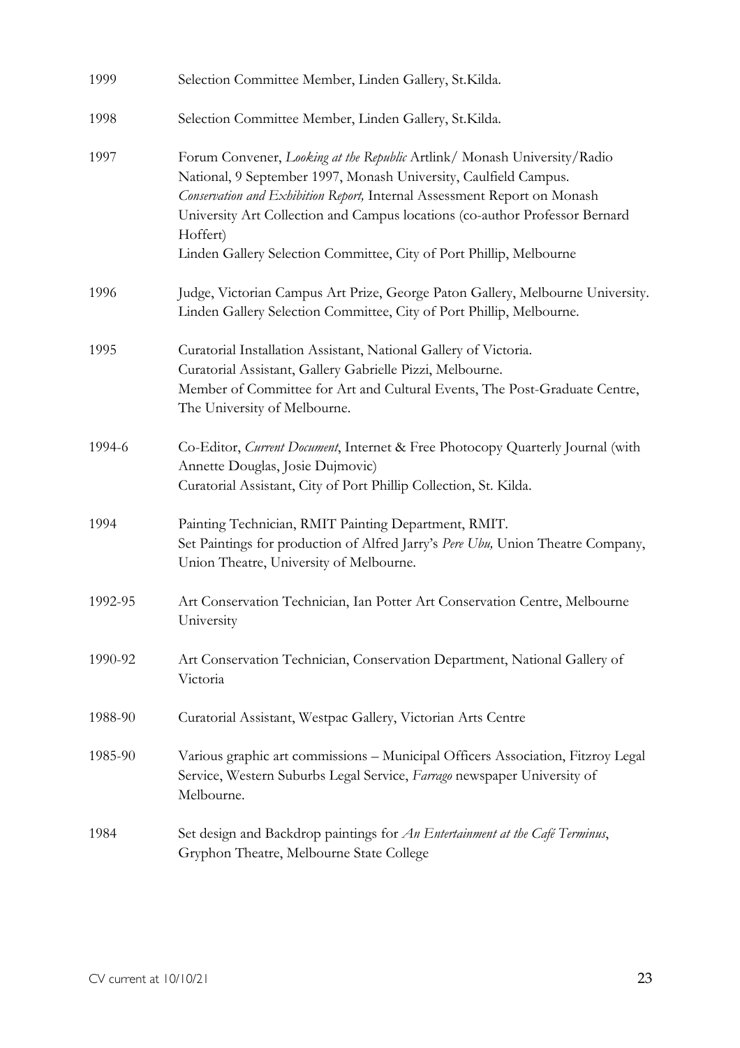| | |
|---|---|
| 1999 | Selection Committee Member, Linden Gallery, St.Kilda. |
| 1998 | Selection Committee Member, Linden Gallery, St.Kilda. |
| 1997 | Forum Convener, *Looking at the Republic* Artlink/ Monash University/Radio National, 9 September 1997, Monash University, Caulfield Campus.<br>*Conservation and Exhibition Report,* Internal Assessment Report on Monash University Art Collection and Campus locations (co-author Professor Bernard Hoffert)<br>Linden Gallery Selection Committee, City of Port Phillip, Melbourne |
| 1996 | Judge, Victorian Campus Art Prize, George Paton Gallery, Melbourne University.<br>Linden Gallery Selection Committee, City of Port Phillip, Melbourne. |
| 1995 | Curatorial Installation Assistant, National Gallery of Victoria.<br>Curatorial Assistant, Gallery Gabrielle Pizzi, Melbourne.<br>Member of Committee for Art and Cultural Events, The Post-Graduate Centre, The University of Melbourne. |
| 1994-6 | Co-Editor, *Current Document*, Internet & Free Photocopy Quarterly Journal (with Annette Douglas, Josie Dujmovic)<br>Curatorial Assistant, City of Port Phillip Collection, St. Kilda. |
| 1994 | Painting Technician, RMIT Painting Department, RMIT.<br>Set Paintings for production of Alfred Jarry's *Pere Ubu,* Union Theatre Company, Union Theatre, University of Melbourne. |
| 1992-95 | Art Conservation Technician, Ian Potter Art Conservation Centre, Melbourne University |
| 1990-92 | Art Conservation Technician, Conservation Department, National Gallery of Victoria |
| 1988-90 | Curatorial Assistant, Westpac Gallery, Victorian Arts Centre |
| 1985-90 | Various graphic art commissions – Municipal Officers Association, Fitzroy Legal Service, Western Suburbs Legal Service, *Farrago* newspaper University of Melbourne. |
| 1984 | Set design and Backdrop paintings for *An Entertainment at the Café Terminus*, Gryphon Theatre, Melbourne State College |